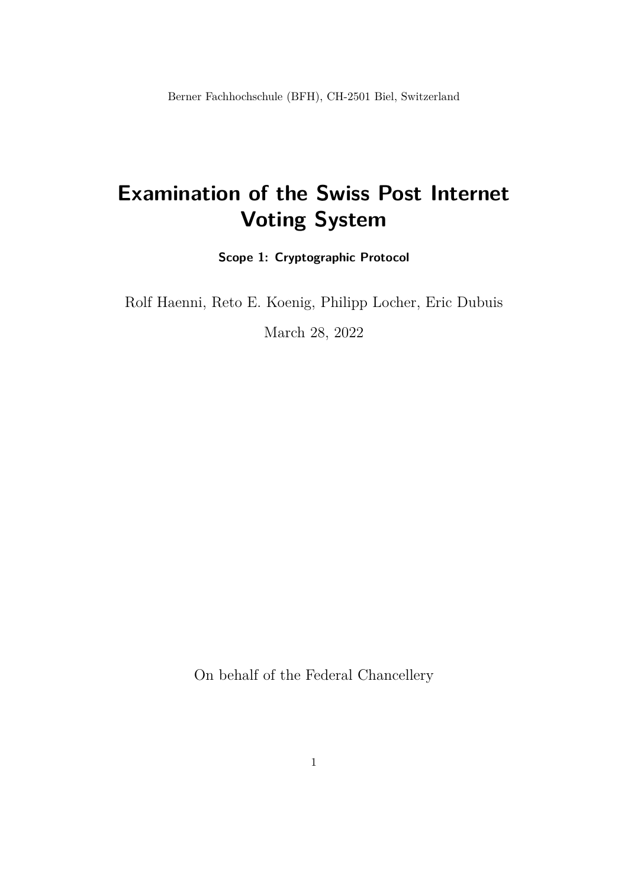Berner Fachhochschule (BFH), CH-2501 Biel, Switzerland

# Examination of the Swiss Post Internet Voting System

**Scope 1: Cryptographic Protocol**

Rolf Haenni, Reto E. Koenig, Philipp Locher, Eric Dubuis

March 28, 2022

On behalf of the Federal Chancellery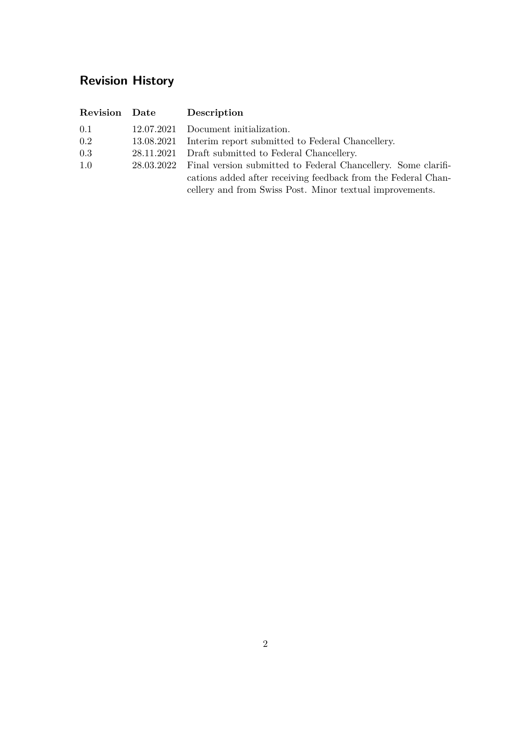## Revision History

| Revision | Date | Description |
| --- | --- | --- |
| 0.1 | 12.07.2021 | Document initialization. |
| 0.2 | 13.08.2021 | Interim report submitted to Federal Chancellery. |
| 0.3 | 28.11.2021 | Draft submitted to Federal Chancellery. |
| 1.0 | 28.03.2022 | Final version submitted to Federal Chancellery. Some clarifications added after receiving feedback from the Federal Chancellery and from Swiss Post. Minor textual improvements. |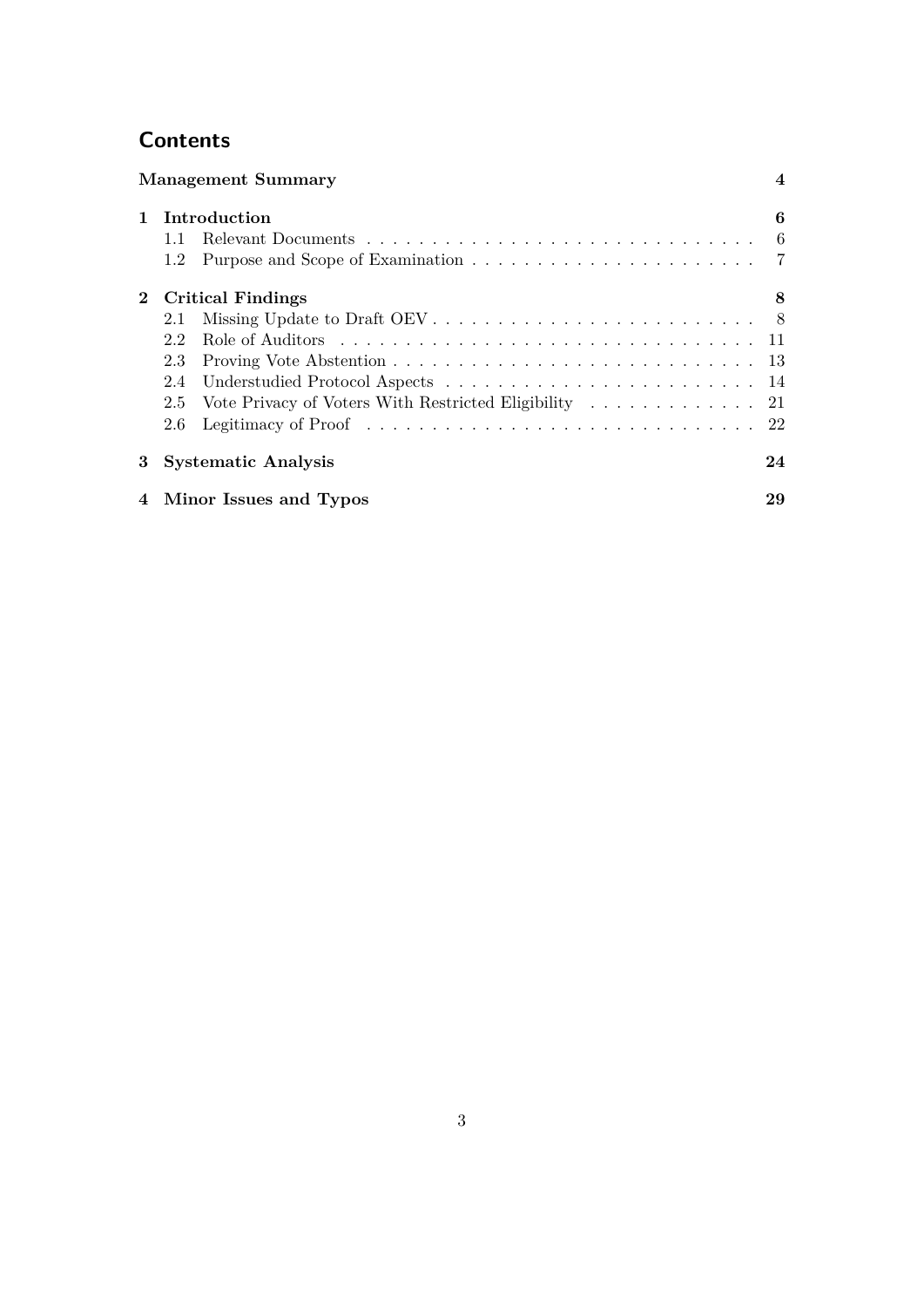# Contents

**Management Summary** — 4

**1 Introduction** — 6

- 1.1 Relevant Documents — 6
- 1.2 Purpose and Scope of Examination — 7

**2 Critical Findings** — 8

- 2.1 Missing Update to Draft OEV — 8
- 2.2 Role of Auditors — 11
- 2.3 Proving Vote Abstention — 13
- 2.4 Understudied Protocol Aspects — 14
- 2.5 Vote Privacy of Voters With Restricted Eligibility — 21
- 2.6 Legitimacy of Proof — 22

**3 Systematic Analysis** — 24

**4 Minor Issues and Typos** — 29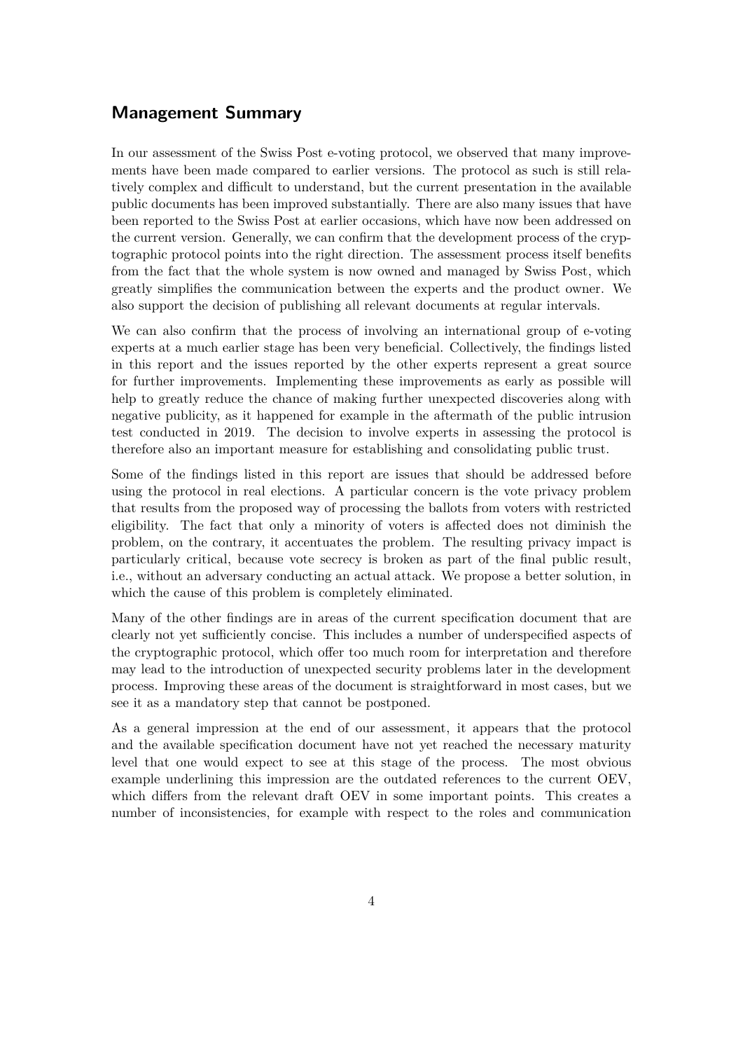## Management Summary

In our assessment of the Swiss Post e-voting protocol, we observed that many improvements have been made compared to earlier versions. The protocol as such is still relatively complex and difficult to understand, but the current presentation in the available public documents has been improved substantially. There are also many issues that have been reported to the Swiss Post at earlier occasions, which have now been addressed on the current version. Generally, we can confirm that the development process of the cryptographic protocol points into the right direction. The assessment process itself benefits from the fact that the whole system is now owned and managed by Swiss Post, which greatly simplifies the communication between the experts and the product owner. We also support the decision of publishing all relevant documents at regular intervals.

We can also confirm that the process of involving an international group of e-voting experts at a much earlier stage has been very beneficial. Collectively, the findings listed in this report and the issues reported by the other experts represent a great source for further improvements. Implementing these improvements as early as possible will help to greatly reduce the chance of making further unexpected discoveries along with negative publicity, as it happened for example in the aftermath of the public intrusion test conducted in 2019. The decision to involve experts in assessing the protocol is therefore also an important measure for establishing and consolidating public trust.

Some of the findings listed in this report are issues that should be addressed before using the protocol in real elections. A particular concern is the vote privacy problem that results from the proposed way of processing the ballots from voters with restricted eligibility. The fact that only a minority of voters is affected does not diminish the problem, on the contrary, it accentuates the problem. The resulting privacy impact is particularly critical, because vote secrecy is broken as part of the final public result, i.e., without an adversary conducting an actual attack. We propose a better solution, in which the cause of this problem is completely eliminated.

Many of the other findings are in areas of the current specification document that are clearly not yet sufficiently concise. This includes a number of underspecified aspects of the cryptographic protocol, which offer too much room for interpretation and therefore may lead to the introduction of unexpected security problems later in the development process. Improving these areas of the document is straightforward in most cases, but we see it as a mandatory step that cannot be postponed.

As a general impression at the end of our assessment, it appears that the protocol and the available specification document have not yet reached the necessary maturity level that one would expect to see at this stage of the process. The most obvious example underlining this impression are the outdated references to the current OEV, which differs from the relevant draft OEV in some important points. This creates a number of inconsistencies, for example with respect to the roles and communication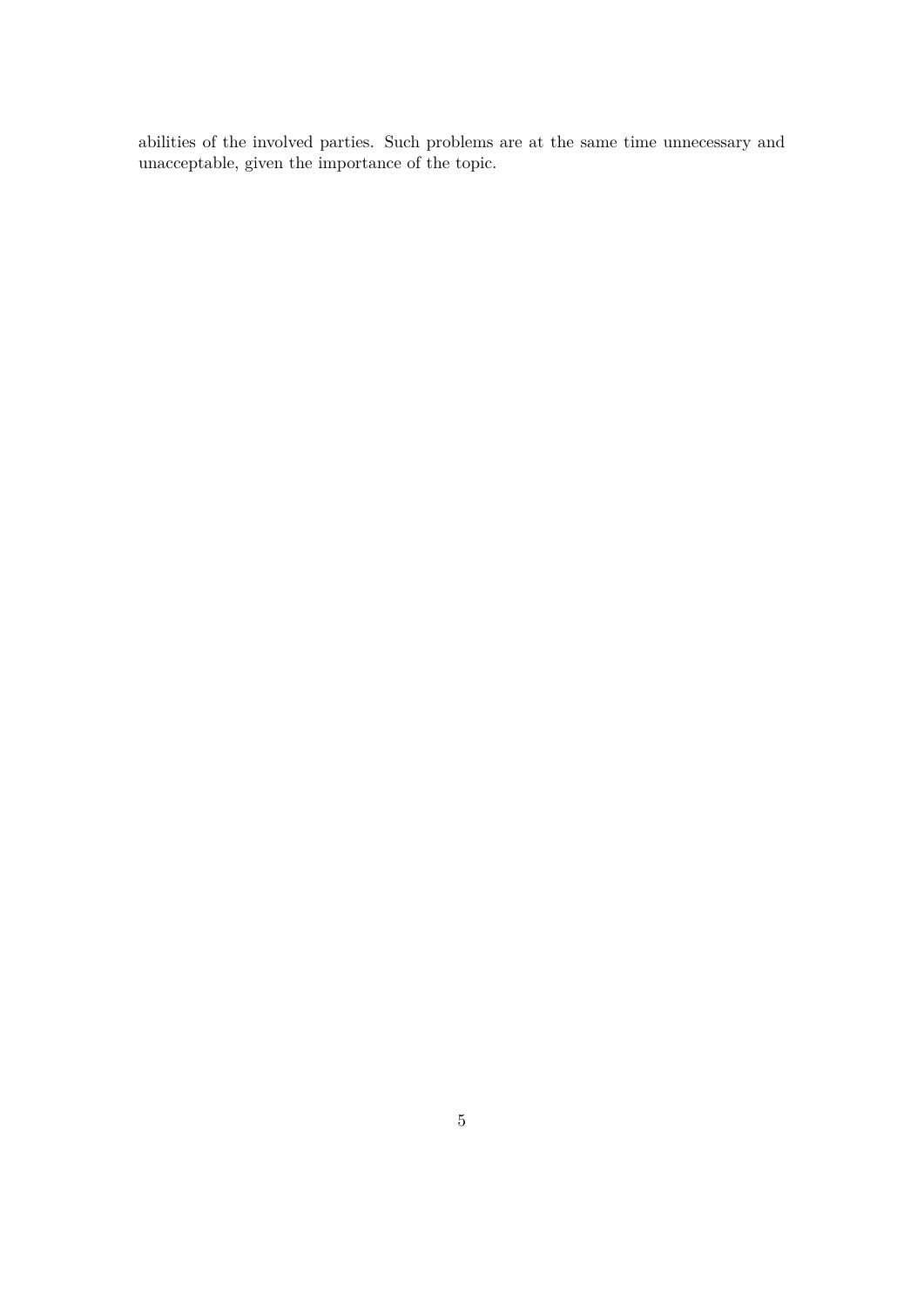abilities of the involved parties. Such problems are at the same time unnecessary and unacceptable, given the importance of the topic.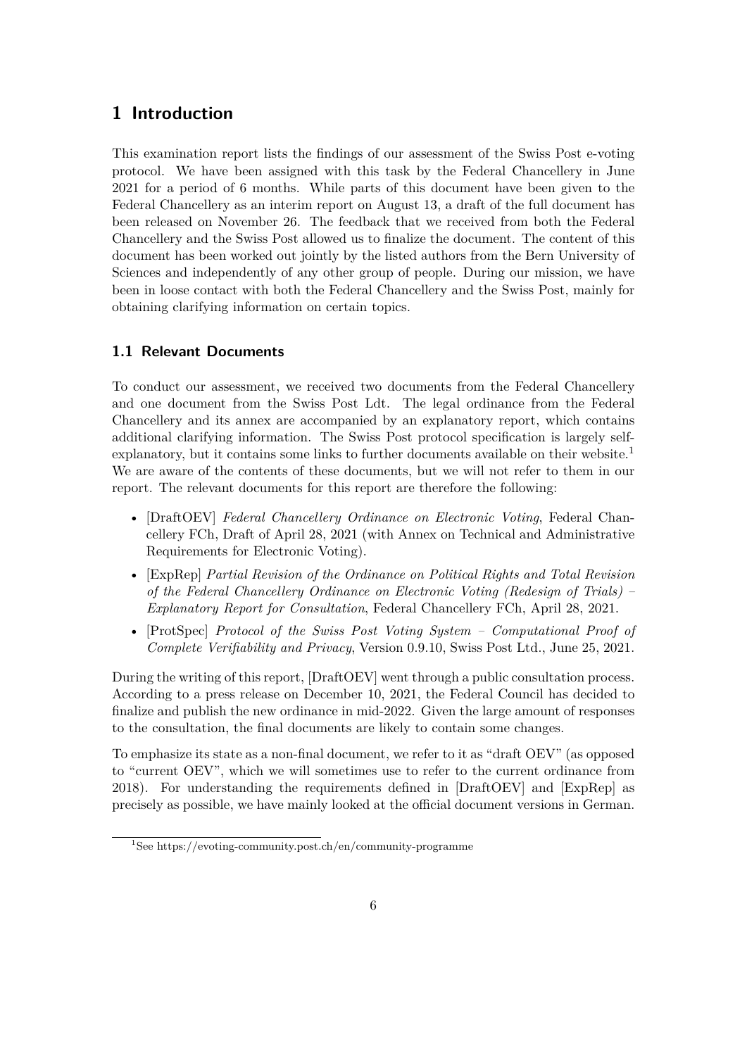# 1 Introduction

This examination report lists the findings of our assessment of the Swiss Post e-voting protocol. We have been assigned with this task by the Federal Chancellery in June 2021 for a period of 6 months. While parts of this document have been given to the Federal Chancellery as an interim report on August 13, a draft of the full document has been released on November 26. The feedback that we received from both the Federal Chancellery and the Swiss Post allowed us to finalize the document. The content of this document has been worked out jointly by the listed authors from the Bern University of Sciences and independently of any other group of people. During our mission, we have been in loose contact with both the Federal Chancellery and the Swiss Post, mainly for obtaining clarifying information on certain topics.

## 1.1 Relevant Documents

To conduct our assessment, we received two documents from the Federal Chancellery and one document from the Swiss Post Ldt. The legal ordinance from the Federal Chancellery and its annex are accompanied by an explanatory report, which contains additional clarifying information. The Swiss Post protocol specification is largely self-explanatory, but it contains some links to further documents available on their website.[1] We are aware of the contents of these documents, but we will not refer to them in our report. The relevant documents for this report are therefore the following:

- [DraftOEV] *Federal Chancellery Ordinance on Electronic Voting*, Federal Chancellery FCh, Draft of April 28, 2021 (with Annex on Technical and Administrative Requirements for Electronic Voting).
- [ExpRep] *Partial Revision of the Ordinance on Political Rights and Total Revision of the Federal Chancellery Ordinance on Electronic Voting (Redesign of Trials) – Explanatory Report for Consultation*, Federal Chancellery FCh, April 28, 2021.
- [ProtSpec] *Protocol of the Swiss Post Voting System – Computational Proof of Complete Verifiability and Privacy*, Version 0.9.10, Swiss Post Ltd., June 25, 2021.

During the writing of this report, [DraftOEV] went through a public consultation process. According to a press release on December 10, 2021, the Federal Council has decided to finalize and publish the new ordinance in mid-2022. Given the large amount of responses to the consultation, the final documents are likely to contain some changes.

To emphasize its state as a non-final document, we refer to it as "draft OEV" (as opposed to "current OEV", which we will sometimes use to refer to the current ordinance from 2018). For understanding the requirements defined in [DraftOEV] and [ExpRep] as precisely as possible, we have mainly looked at the official document versions in German.

[1] See https://evoting-community.post.ch/en/community-programme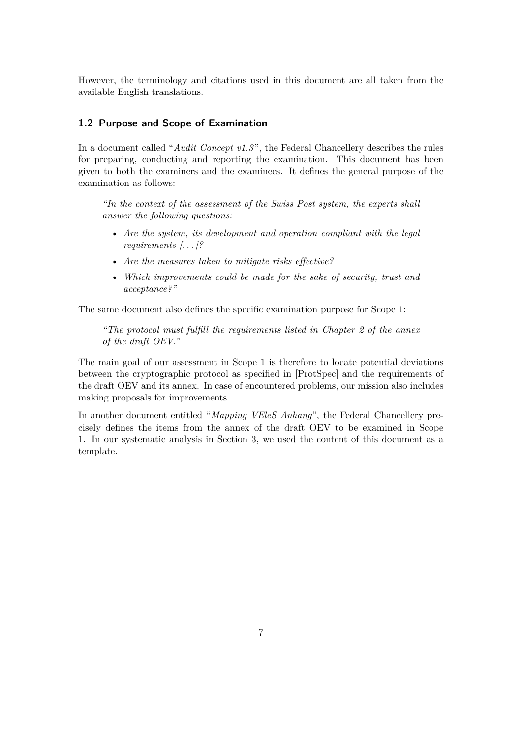However, the terminology and citations used in this document are all taken from the available English translations.

## 1.2 Purpose and Scope of Examination

In a document called "*Audit Concept v1.3*", the Federal Chancellery describes the rules for preparing, conducting and reporting the examination. This document has been given to both the examiners and the examinees. It defines the general purpose of the examination as follows:

> *"In the context of the assessment of the Swiss Post system, the experts shall answer the following questions:*
>
> - *Are the system, its development and operation compliant with the legal requirements [...]?*
> - *Are the measures taken to mitigate risks effective?*
> - *Which improvements could be made for the sake of security, trust and acceptance?"*

The same document also defines the specific examination purpose for Scope 1:

> *"The protocol must fulfill the requirements listed in Chapter 2 of the annex of the draft OEV."*

The main goal of our assessment in Scope 1 is therefore to locate potential deviations between the cryptographic protocol as specified in [ProtSpec] and the requirements of the draft OEV and its annex. In case of encountered problems, our mission also includes making proposals for improvements.

In another document entitled "*Mapping VEleS Anhang*", the Federal Chancellery precisely defines the items from the annex of the draft OEV to be examined in Scope 1. In our systematic analysis in Section 3, we used the content of this document as a template.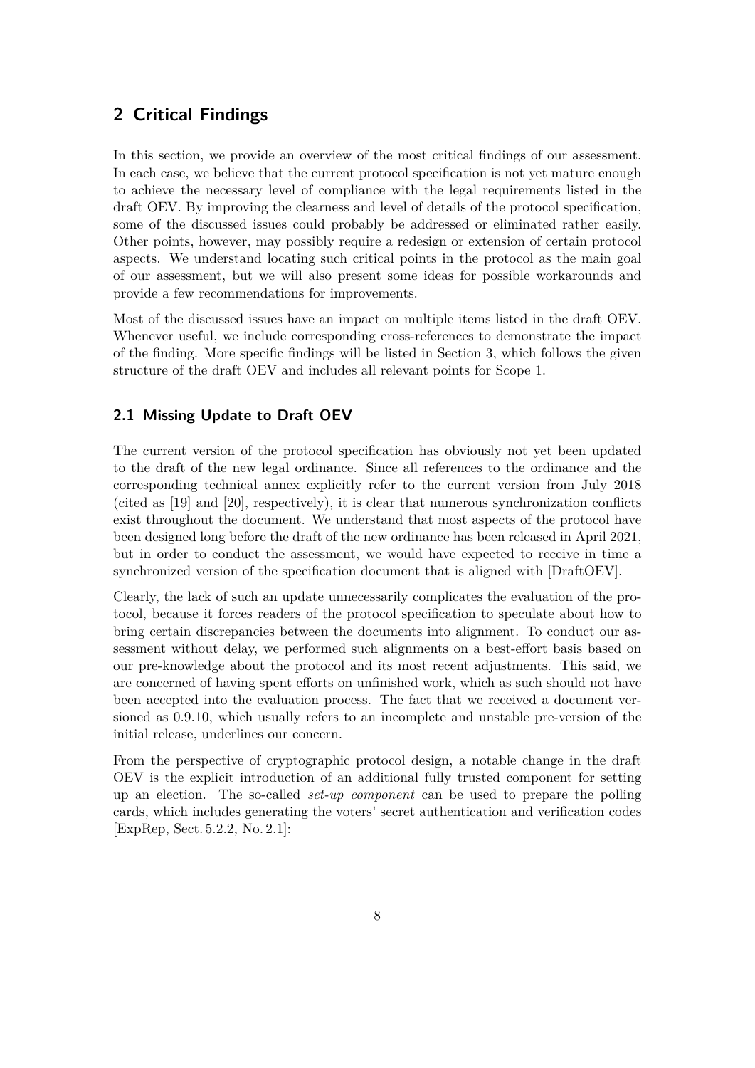## 2 Critical Findings

In this section, we provide an overview of the most critical findings of our assessment. In each case, we believe that the current protocol specification is not yet mature enough to achieve the necessary level of compliance with the legal requirements listed in the draft OEV. By improving the clearness and level of details of the protocol specification, some of the discussed issues could probably be addressed or eliminated rather easily. Other points, however, may possibly require a redesign or extension of certain protocol aspects. We understand locating such critical points in the protocol as the main goal of our assessment, but we will also present some ideas for possible workarounds and provide a few recommendations for improvements.

Most of the discussed issues have an impact on multiple items listed in the draft OEV. Whenever useful, we include corresponding cross-references to demonstrate the impact of the finding. More specific findings will be listed in Section 3, which follows the given structure of the draft OEV and includes all relevant points for Scope 1.

### 2.1 Missing Update to Draft OEV

The current version of the protocol specification has obviously not yet been updated to the draft of the new legal ordinance. Since all references to the ordinance and the corresponding technical annex explicitly refer to the current version from July 2018 (cited as [19] and [20], respectively), it is clear that numerous synchronization conflicts exist throughout the document. We understand that most aspects of the protocol have been designed long before the draft of the new ordinance has been released in April 2021, but in order to conduct the assessment, we would have expected to receive in time a synchronized version of the specification document that is aligned with [DraftOEV].

Clearly, the lack of such an update unnecessarily complicates the evaluation of the protocol, because it forces readers of the protocol specification to speculate about how to bring certain discrepancies between the documents into alignment. To conduct our assessment without delay, we performed such alignments on a best-effort basis based on our pre-knowledge about the protocol and its most recent adjustments. This said, we are concerned of having spent efforts on unfinished work, which as such should not have been accepted into the evaluation process. The fact that we received a document versioned as 0.9.10, which usually refers to an incomplete and unstable pre-version of the initial release, underlines our concern.

From the perspective of cryptographic protocol design, a notable change in the draft OEV is the explicit introduction of an additional fully trusted component for setting up an election. The so-called *set-up component* can be used to prepare the polling cards, which includes generating the voters' secret authentication and verification codes [ExpRep, Sect. 5.2.2, No. 2.1]: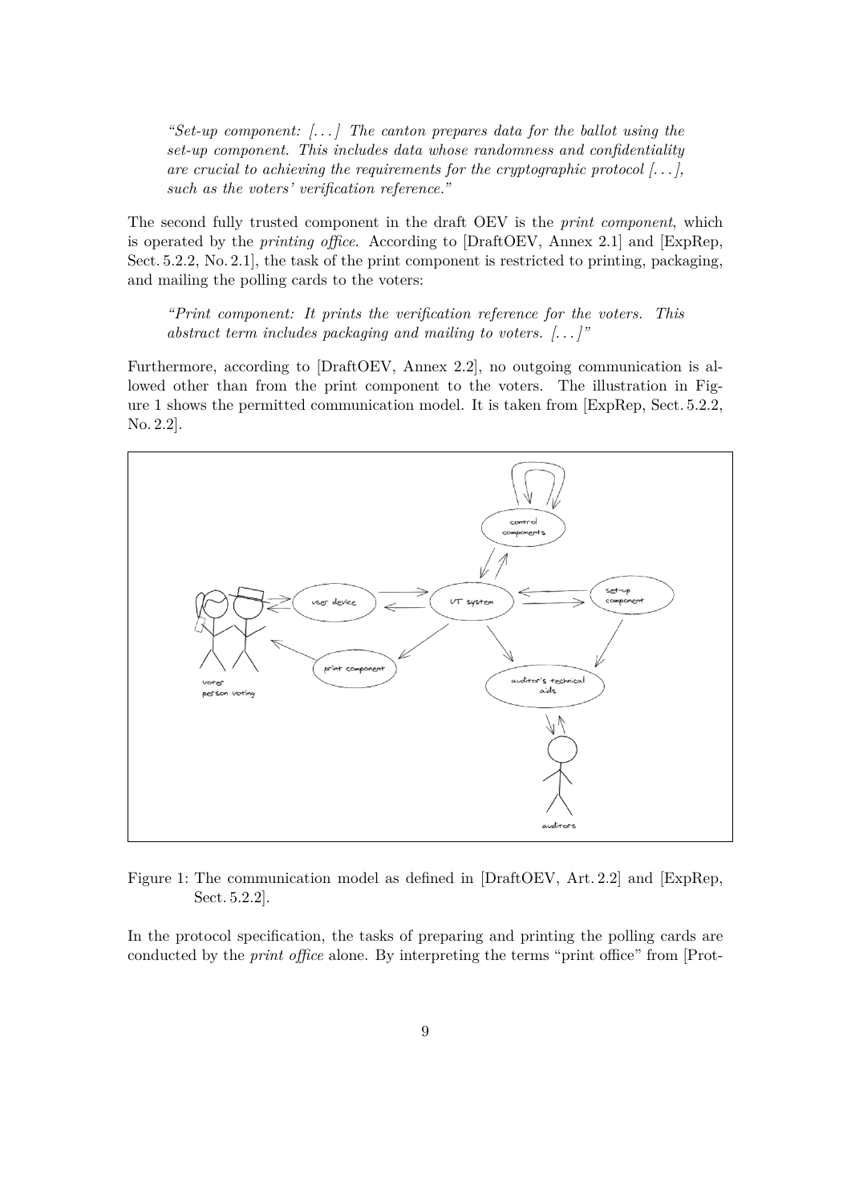*"Set-up component: [. . . ] The canton prepares data for the ballot using the set-up component. This includes data whose randomness and confidentiality are crucial to achieving the requirements for the cryptographic protocol [. . . ], such as the voters' verification reference."*

The second fully trusted component in the draft OEV is the *print component*, which is operated by the *printing office*. According to [DraftOEV, Annex 2.1] and [ExpRep, Sect. 5.2.2, No. 2.1], the task of the print component is restricted to printing, packaging, and mailing the polling cards to the voters:

*"Print component: It prints the verification reference for the voters. This abstract term includes packaging and mailing to voters. [. . . ]"*

Furthermore, according to [DraftOEV, Annex 2.2], no outgoing communication is allowed other than from the print component to the voters. The illustration in Figure 1 shows the permitted communication model. It is taken from [ExpRep, Sect. 5.2.2, No. 2.2].

Figure 1: The communication model as defined in [DraftOEV, Art. 2.2] and [ExpRep, Sect. 5.2.2].

In the protocol specification, the tasks of preparing and printing the polling cards are conducted by the *print office* alone. By interpreting the terms "print office" from [Prot-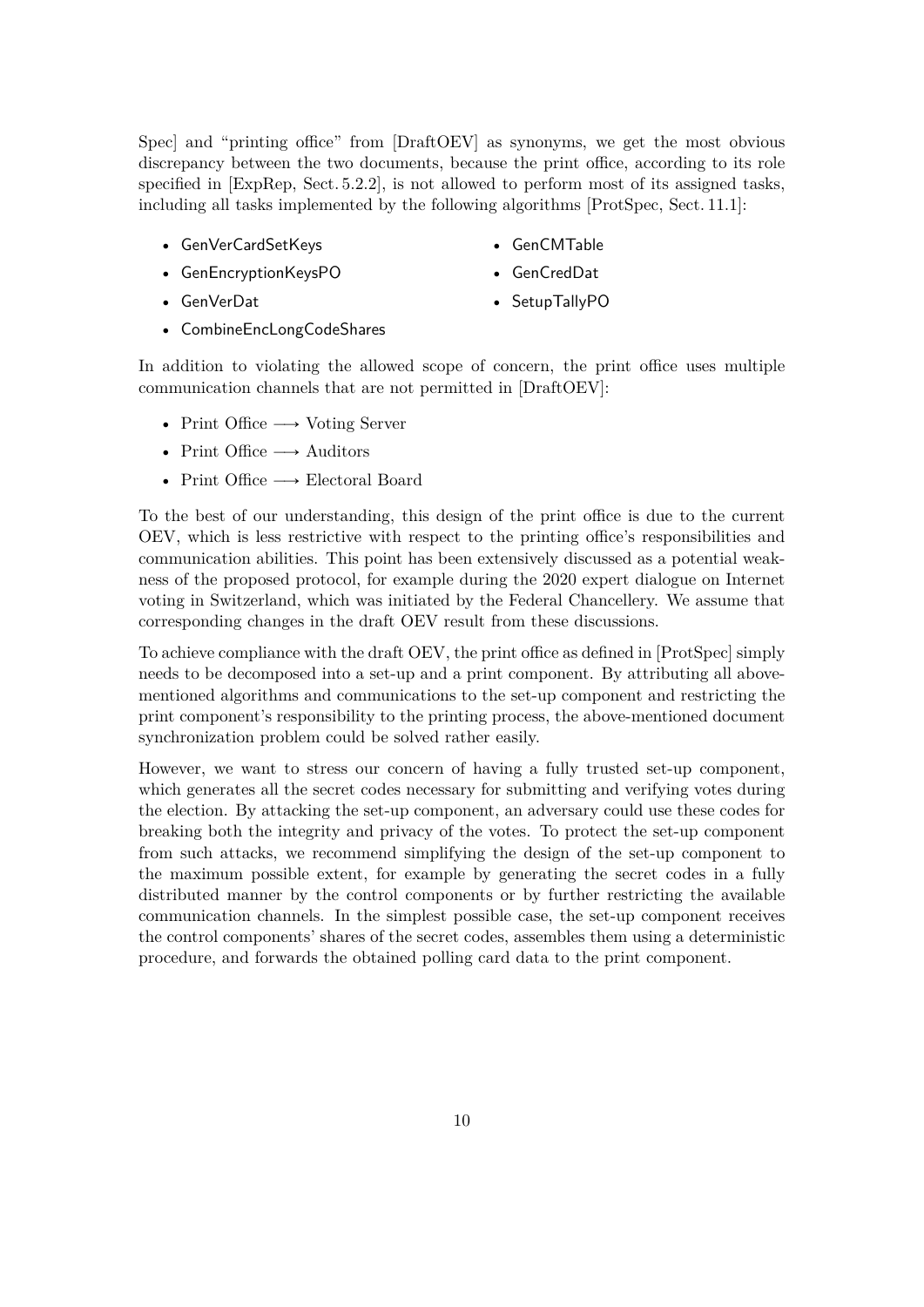Spec] and "printing office" from [DraftOEV] as synonyms, we get the most obvious discrepancy between the two documents, because the print office, according to its role specified in [ExpRep, Sect. 5.2.2], is not allowed to perform most of its assigned tasks, including all tasks implemented by the following algorithms [ProtSpec, Sect. 11.1]:

- GenVerCardSetKeys
- GenEncryptionKeysPO
- GenVerDat
- CombineEncLongCodeShares
- GenCMTable
- GenCredDat
- SetupTallyPO

In addition to violating the allowed scope of concern, the print office uses multiple communication channels that are not permitted in [DraftOEV]:

- Print Office ⟶ Voting Server
- Print Office ⟶ Auditors
- Print Office ⟶ Electoral Board

To the best of our understanding, this design of the print office is due to the current OEV, which is less restrictive with respect to the printing office's responsibilities and communication abilities. This point has been extensively discussed as a potential weakness of the proposed protocol, for example during the 2020 expert dialogue on Internet voting in Switzerland, which was initiated by the Federal Chancellery. We assume that corresponding changes in the draft OEV result from these discussions.

To achieve compliance with the draft OEV, the print office as defined in [ProtSpec] simply needs to be decomposed into a set-up and a print component. By attributing all above-mentioned algorithms and communications to the set-up component and restricting the print component's responsibility to the printing process, the above-mentioned document synchronization problem could be solved rather easily.

However, we want to stress our concern of having a fully trusted set-up component, which generates all the secret codes necessary for submitting and verifying votes during the election. By attacking the set-up component, an adversary could use these codes for breaking both the integrity and privacy of the votes. To protect the set-up component from such attacks, we recommend simplifying the design of the set-up component to the maximum possible extent, for example by generating the secret codes in a fully distributed manner by the control components or by further restricting the available communication channels. In the simplest possible case, the set-up component receives the control components' shares of the secret codes, assembles them using a deterministic procedure, and forwards the obtained polling card data to the print component.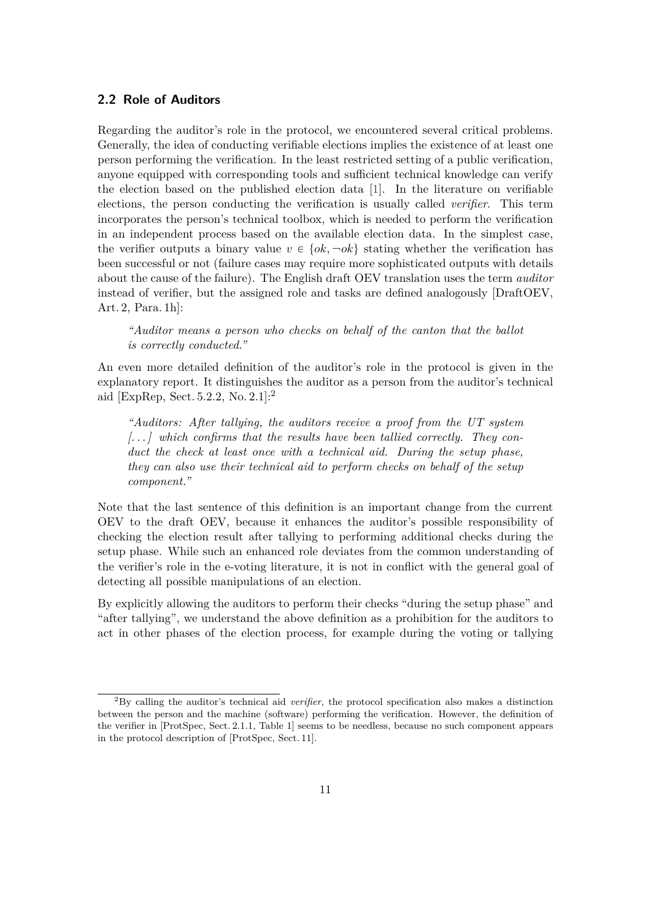### 2.2 Role of Auditors

Regarding the auditor's role in the protocol, we encountered several critical problems. Generally, the idea of conducting verifiable elections implies the existence of at least one person performing the verification. In the least restricted setting of a public verification, anyone equipped with corresponding tools and sufficient technical knowledge can verify the election based on the published election data [1]. In the literature on verifiable elections, the person conducting the verification is usually called *verifier*. This term incorporates the person's technical toolbox, which is needed to perform the verification in an independent process based on the available election data. In the simplest case, the verifier outputs a binary value $v \in \{ok, \neg ok\}$ stating whether the verification has been successful or not (failure cases may require more sophisticated outputs with details about the cause of the failure). The English draft OEV translation uses the term *auditor* instead of verifier, but the assigned role and tasks are defined analogously [DraftOEV, Art. 2, Para. 1h]:

> *"Auditor means a person who checks on behalf of the canton that the ballot is correctly conducted."*

An even more detailed definition of the auditor's role in the protocol is given in the explanatory report. It distinguishes the auditor as a person from the auditor's technical aid [ExpRep, Sect. 5.2.2, No. 2.1]:[2]

> *"Auditors: After tallying, the auditors receive a proof from the UT system [...] which confirms that the results have been tallied correctly. They conduct the check at least once with a technical aid. During the setup phase, they can also use their technical aid to perform checks on behalf of the setup component."*

Note that the last sentence of this definition is an important change from the current OEV to the draft OEV, because it enhances the auditor's possible responsibility of checking the election result after tallying to performing additional checks during the setup phase. While such an enhanced role deviates from the common understanding of the verifier's role in the e-voting literature, it is not in conflict with the general goal of detecting all possible manipulations of an election.

By explicitly allowing the auditors to perform their checks "during the setup phase" and "after tallying", we understand the above definition as a prohibition for the auditors to act in other phases of the election process, for example during the voting or tallying

---

[2] By calling the auditor's technical aid *verifier*, the protocol specification also makes a distinction between the person and the machine (software) performing the verification. However, the definition of the verifier in [ProtSpec, Sect. 2.1.1, Table 1] seems to be needless, because no such component appears in the protocol description of [ProtSpec, Sect. 11].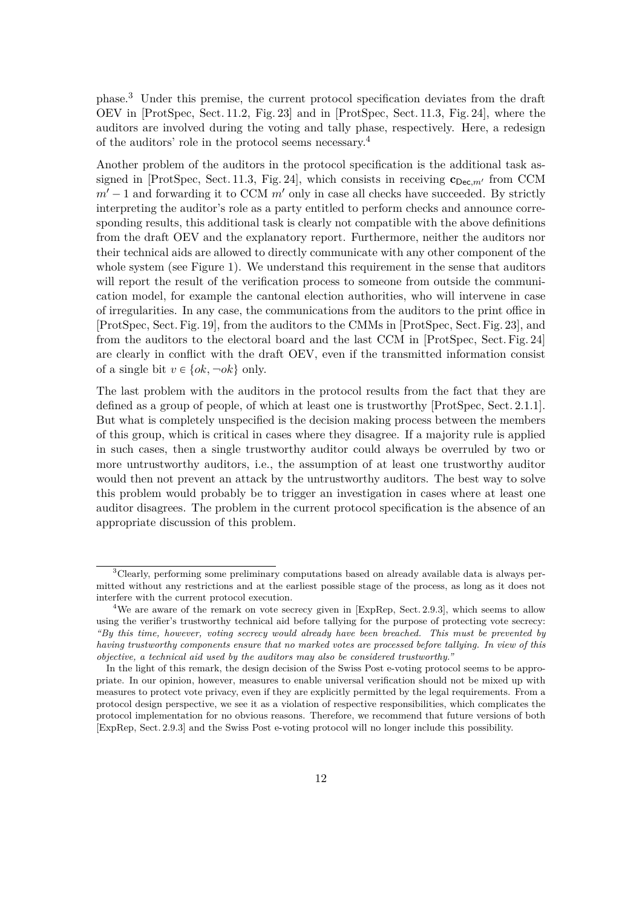phase.[3] Under this premise, the current protocol specification deviates from the draft OEV in [ProtSpec, Sect. 11.2, Fig. 23] and in [ProtSpec, Sect. 11.3, Fig. 24], where the auditors are involved during the voting and tally phase, respectively. Here, a redesign of the auditors' role in the protocol seems necessary.[4]

Another problem of the auditors in the protocol specification is the additional task assigned in [ProtSpec, Sect. 11.3, Fig. 24], which consists in receiving $\mathbf{c}_{\mathsf{Dec},m'}$ from CCM $m'-1$ and forwarding it to CCM $m'$ only in case all checks have succeeded. By strictly interpreting the auditor's role as a party entitled to perform checks and announce corresponding results, this additional task is clearly not compatible with the above definitions from the draft OEV and the explanatory report. Furthermore, neither the auditors nor their technical aids are allowed to directly communicate with any other component of the whole system (see Figure 1). We understand this requirement in the sense that auditors will report the result of the verification process to someone from outside the communication model, for example the cantonal election authorities, who will intervene in case of irregularities. In any case, the communications from the auditors to the print office in [ProtSpec, Sect. Fig. 19], from the auditors to the CMMs in [ProtSpec, Sect. Fig. 23], and from the auditors to the electoral board and the last CCM in [ProtSpec, Sect. Fig. 24] are clearly in conflict with the draft OEV, even if the transmitted information consist of a single bit $v \in \{ok, \neg ok\}$ only.

The last problem with the auditors in the protocol results from the fact that they are defined as a group of people, of which at least one is trustworthy [ProtSpec, Sect. 2.1.1]. But what is completely unspecified is the decision making process between the members of this group, which is critical in cases where they disagree. If a majority rule is applied in such cases, then a single trustworthy auditor could always be overruled by two or more untrustworthy auditors, i.e., the assumption of at least one trustworthy auditor would then not prevent an attack by the untrustworthy auditors. The best way to solve this problem would probably be to trigger an investigation in cases where at least one auditor disagrees. The problem in the current protocol specification is the absence of an appropriate discussion of this problem.

---

[3] Clearly, performing some preliminary computations based on already available data is always permitted without any restrictions and at the earliest possible stage of the process, as long as it does not interfere with the current protocol execution.

[4] We are aware of the remark on vote secrecy given in [ExpRep, Sect. 2.9.3], which seems to allow using the verifier's trustworthy technical aid before tallying for the purpose of protecting vote secrecy: *"By this time, however, voting secrecy would already have been breached. This must be prevented by having trustworthy components ensure that no marked votes are processed before tallying. In view of this objective, a technical aid used by the auditors may also be considered trustworthy."*

In the light of this remark, the design decision of the Swiss Post e-voting protocol seems to be appropriate. In our opinion, however, measures to enable universal verification should not be mixed up with measures to protect vote privacy, even if they are explicitly permitted by the legal requirements. From a protocol design perspective, we see it as a violation of respective responsibilities, which complicates the protocol implementation for no obvious reasons. Therefore, we recommend that future versions of both [ExpRep, Sect. 2.9.3] and the Swiss Post e-voting protocol will no longer include this possibility.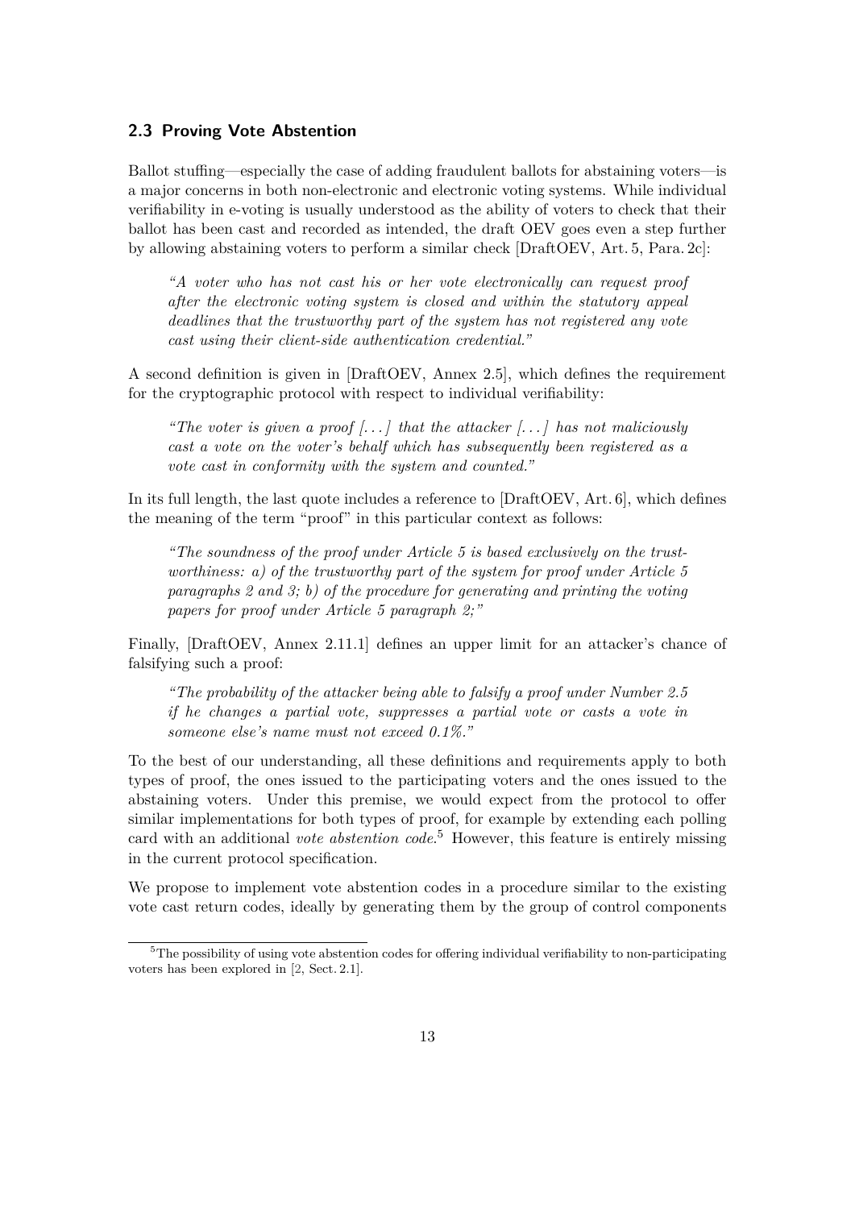### 2.3 Proving Vote Abstention

Ballot stuffing—especially the case of adding fraudulent ballots for abstaining voters—is a major concerns in both non-electronic and electronic voting systems. While individual verifiability in e-voting is usually understood as the ability of voters to check that their ballot has been cast and recorded as intended, the draft OEV goes even a step further by allowing abstaining voters to perform a similar check [DraftOEV, Art. 5, Para. 2c]:

> *"A voter who has not cast his or her vote electronically can request proof after the electronic voting system is closed and within the statutory appeal deadlines that the trustworthy part of the system has not registered any vote cast using their client-side authentication credential."*

A second definition is given in [DraftOEV, Annex 2.5], which defines the requirement for the cryptographic protocol with respect to individual verifiability:

> *"The voter is given a proof [...] that the attacker [...] has not maliciously cast a vote on the voter's behalf which has subsequently been registered as a vote cast in conformity with the system and counted."*

In its full length, the last quote includes a reference to [DraftOEV, Art. 6], which defines the meaning of the term "proof" in this particular context as follows:

> *"The soundness of the proof under Article 5 is based exclusively on the trustworthiness: a) of the trustworthy part of the system for proof under Article 5 paragraphs 2 and 3; b) of the procedure for generating and printing the voting papers for proof under Article 5 paragraph 2;"*

Finally, [DraftOEV, Annex 2.11.1] defines an upper limit for an attacker's chance of falsifying such a proof:

> *"The probability of the attacker being able to falsify a proof under Number 2.5 if he changes a partial vote, suppresses a partial vote or casts a vote in someone else's name must not exceed 0.1%."*

To the best of our understanding, all these definitions and requirements apply to both types of proof, the ones issued to the participating voters and the ones issued to the abstaining voters. Under this premise, we would expect from the protocol to offer similar implementations for both types of proof, for example by extending each polling card with an additional *vote abstention code*.[5] However, this feature is entirely missing in the current protocol specification.

We propose to implement vote abstention codes in a procedure similar to the existing vote cast return codes, ideally by generating them by the group of control components

[5] The possibility of using vote abstention codes for offering individual verifiability to non-participating voters has been explored in [2, Sect. 2.1].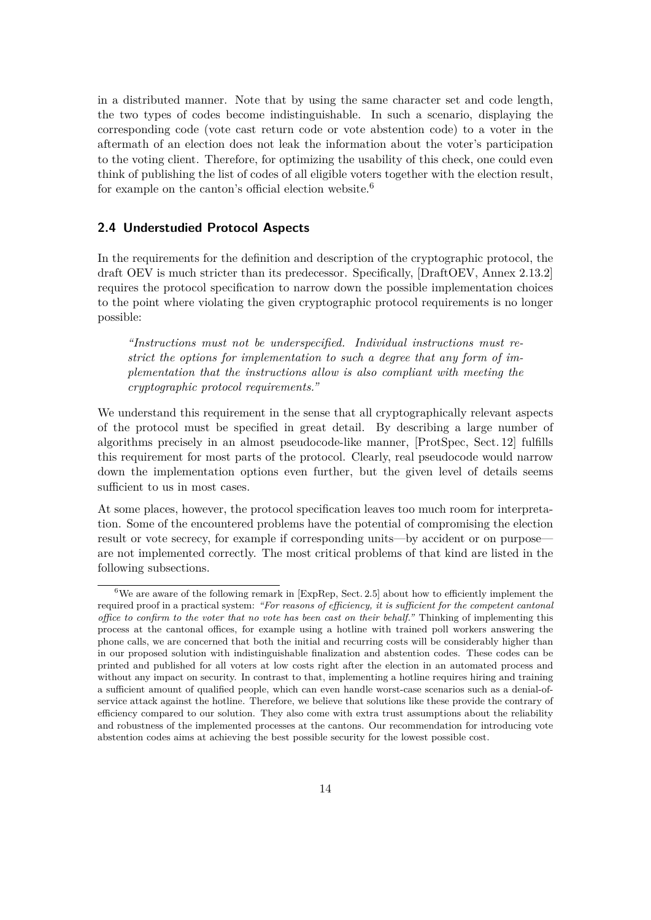in a distributed manner. Note that by using the same character set and code length, the two types of codes become indistinguishable. In such a scenario, displaying the corresponding code (vote cast return code or vote abstention code) to a voter in the aftermath of an election does not leak the information about the voter's participation to the voting client. Therefore, for optimizing the usability of this check, one could even think of publishing the list of codes of all eligible voters together with the election result, for example on the canton's official election website.[6]

### 2.4 Understudied Protocol Aspects

In the requirements for the definition and description of the cryptographic protocol, the draft OEV is much stricter than its predecessor. Specifically, [DraftOEV, Annex 2.13.2] requires the protocol specification to narrow down the possible implementation choices to the point where violating the given cryptographic protocol requirements is no longer possible:

> *"Instructions must not be underspecified. Individual instructions must restrict the options for implementation to such a degree that any form of implementation that the instructions allow is also compliant with meeting the cryptographic protocol requirements."*

We understand this requirement in the sense that all cryptographically relevant aspects of the protocol must be specified in great detail. By describing a large number of algorithms precisely in an almost pseudocode-like manner, [ProtSpec, Sect. 12] fulfills this requirement for most parts of the protocol. Clearly, real pseudocode would narrow down the implementation options even further, but the given level of details seems sufficient to us in most cases.

At some places, however, the protocol specification leaves too much room for interpretation. Some of the encountered problems have the potential of compromising the election result or vote secrecy, for example if corresponding units—by accident or on purpose—are not implemented correctly. The most critical problems of that kind are listed in the following subsections.

---

[6] We are aware of the following remark in [ExpRep, Sect. 2.5] about how to efficiently implement the required proof in a practical system: *"For reasons of efficiency, it is sufficient for the competent cantonal office to confirm to the voter that no vote has been cast on their behalf."* Thinking of implementing this process at the cantonal offices, for example using a hotline with trained poll workers answering the phone calls, we are concerned that both the initial and recurring costs will be considerably higher than in our proposed solution with indistinguishable finalization and abstention codes. These codes can be printed and published for all voters at low costs right after the election in an automated process and without any impact on security. In contrast to that, implementing a hotline requires hiring and training a sufficient amount of qualified people, which can even handle worst-case scenarios such as a denial-of-service attack against the hotline. Therefore, we believe that solutions like these provide the contrary of efficiency compared to our solution. They also come with extra trust assumptions about the reliability and robustness of the implemented processes at the cantons. Our recommendation for introducing vote abstention codes aims at achieving the best possible security for the lowest possible cost.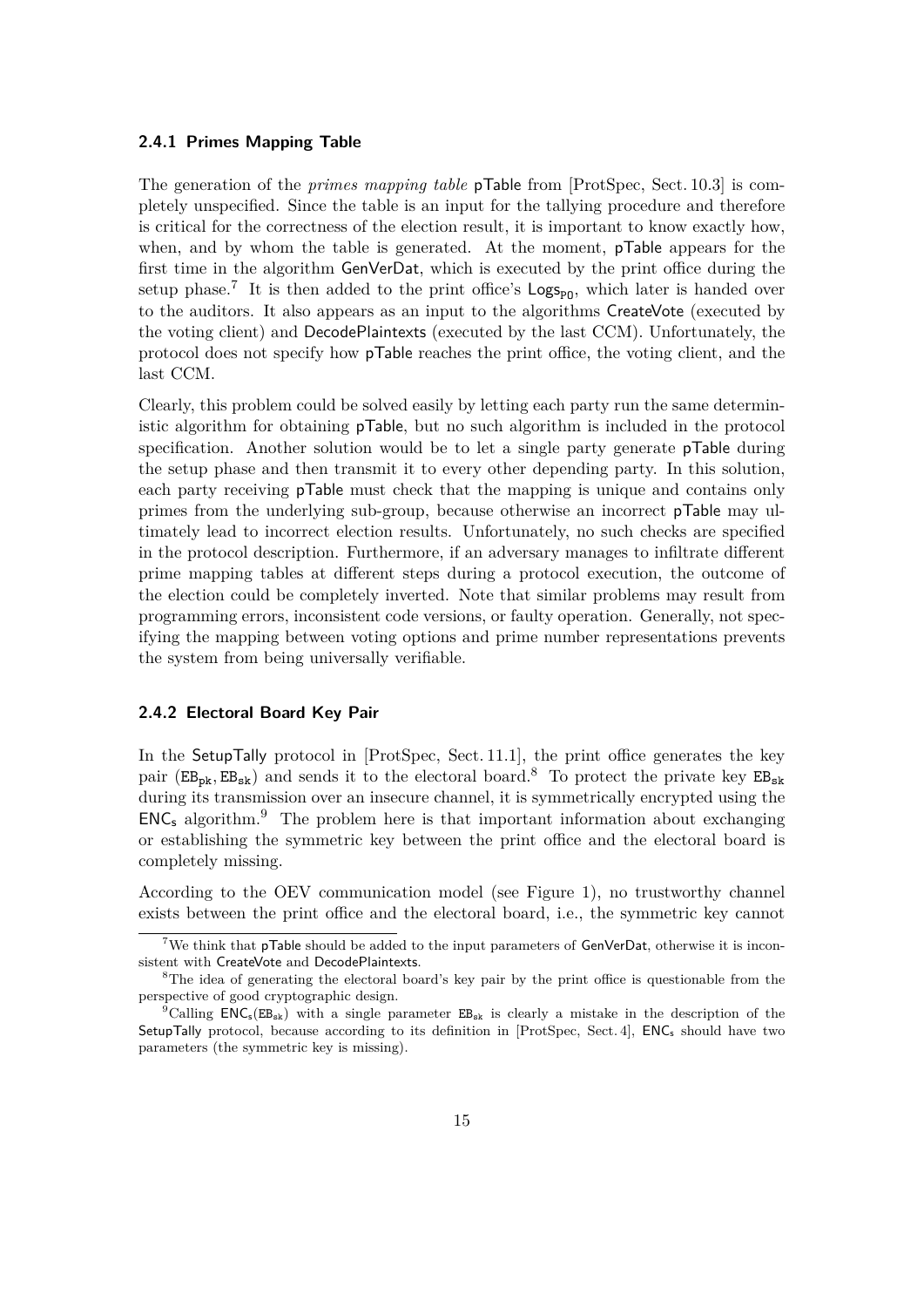### 2.4.1 Primes Mapping Table

The generation of the *primes mapping table* pTable from [ProtSpec, Sect. 10.3] is completely unspecified. Since the table is an input for the tallying procedure and therefore is critical for the correctness of the election result, it is important to know exactly how, when, and by whom the table is generated. At the moment, pTable appears for the first time in the algorithm GenVerDat, which is executed by the print office during the setup phase.[7] It is then added to the print office's $\mathsf{Logs}_{\mathsf{P0}}$, which later is handed over to the auditors. It also appears as an input to the algorithms CreateVote (executed by the voting client) and DecodePlaintexts (executed by the last CCM). Unfortunately, the protocol does not specify how pTable reaches the print office, the voting client, and the last CCM.

Clearly, this problem could be solved easily by letting each party run the same deterministic algorithm for obtaining pTable, but no such algorithm is included in the protocol specification. Another solution would be to let a single party generate pTable during the setup phase and then transmit it to every other depending party. In this solution, each party receiving pTable must check that the mapping is unique and contains only primes from the underlying sub-group, because otherwise an incorrect pTable may ultimately lead to incorrect election results. Unfortunately, no such checks are specified in the protocol description. Furthermore, if an adversary manages to infiltrate different prime mapping tables at different steps during a protocol execution, the outcome of the election could be completely inverted. Note that similar problems may result from programming errors, inconsistent code versions, or faulty operation. Generally, not specifying the mapping between voting options and prime number representations prevents the system from being universally verifiable.

### 2.4.2 Electoral Board Key Pair

In the SetupTally protocol in [ProtSpec, Sect. 11.1], the print office generates the key pair $(\mathtt{EB}_{\mathtt{pk}}, \mathtt{EB}_{\mathtt{sk}})$ and sends it to the electoral board.[8] To protect the private key $\mathtt{EB}_{\mathtt{sk}}$ during its transmission over an insecure channel, it is symmetrically encrypted using the $\mathsf{ENC}_{\mathsf{s}}$ algorithm.[9] The problem here is that important information about exchanging or establishing the symmetric key between the print office and the electoral board is completely missing.

According to the OEV communication model (see Figure 1), no trustworthy channel exists between the print office and the electoral board, i.e., the symmetric key cannot

---

[7] We think that pTable should be added to the input parameters of GenVerDat, otherwise it is inconsistent with CreateVote and DecodePlaintexts.

[8] The idea of generating the electoral board's key pair by the print office is questionable from the perspective of good cryptographic design.

[9] Calling $\mathsf{ENC}_{\mathsf{s}}(\mathtt{EB}_{\mathtt{sk}})$ with a single parameter $\mathtt{EB}_{\mathtt{sk}}$ is clearly a mistake in the description of the SetupTally protocol, because according to its definition in [ProtSpec, Sect. 4], $\mathsf{ENC}_{\mathsf{s}}$ should have two parameters (the symmetric key is missing).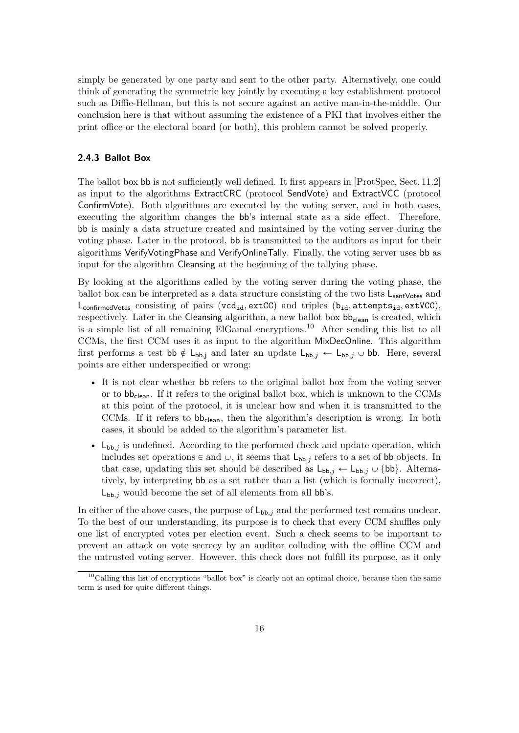simply be generated by one party and sent to the other party. Alternatively, one could think of generating the symmetric key jointly by executing a key establishment protocol such as Diffie-Hellman, but this is not secure against an active man-in-the-middle. Our conclusion here is that without assuming the existence of a PKI that involves either the print office or the electoral board (or both), this problem cannot be solved properly.

### 2.4.3 Ballot Box

The ballot box $\mathsf{bb}$ is not sufficiently well defined. It first appears in [ProtSpec, Sect. 11.2] as input to the algorithms ExtractCRC (protocol SendVote) and ExtractVCC (protocol ConfirmVote). Both algorithms are executed by the voting server, and in both cases, executing the algorithm changes the $\mathsf{bb}$'s internal state as a side effect. Therefore, $\mathsf{bb}$ is mainly a data structure created and maintained by the voting server during the voting phase. Later in the protocol, $\mathsf{bb}$ is transmitted to the auditors as input for their algorithms VerifyVotingPhase and VerifyOnlineTally. Finally, the voting server uses $\mathsf{bb}$ as input for the algorithm Cleansing at the beginning of the tallying phase.

By looking at the algorithms called by the voting server during the voting phase, the ballot box can be interpreted as a data structure consisting of the two lists $\mathsf{L}_{\mathsf{sentVotes}}$ and $\mathsf{L}_{\mathsf{confirmedVotes}}$ consisting of pairs $(\mathtt{vcd_{id}}, \mathtt{extCC})$ and triples $(\mathtt{b_{id}}, \mathtt{attempts_{id}}, \mathtt{extVCC})$, respectively. Later in the Cleansing algorithm, a new ballot box $\mathsf{bb}_{\mathsf{clean}}$ is created, which is a simple list of all remaining ElGamal encryptions.[10] After sending this list to all CCMs, the first CCM uses it as input to the algorithm MixDecOnline. This algorithm first performs a test $\mathsf{bb} \notin \mathsf{L}_{\mathsf{bb,j}}$ and later an update $\mathsf{L}_{\mathsf{bb},j} \leftarrow \mathsf{L}_{\mathsf{bb},j} \cup \mathsf{bb}$. Here, several points are either underspecified or wrong:

- It is not clear whether $\mathsf{bb}$ refers to the original ballot box from the voting server or to $\mathsf{bb}_{\mathsf{clean}}$. If it refers to the original ballot box, which is unknown to the CCMs at this point of the protocol, it is unclear how and when it is transmitted to the CCMs. If it refers to $\mathsf{bb}_{\mathsf{clean}}$, then the algorithm's description is wrong. In both cases, it should be added to the algorithm's parameter list.
- $\mathsf{L}_{\mathsf{bb},j}$ is undefined. According to the performed check and update operation, which includes set operations $\in$ and $\cup$, it seems that $\mathsf{L}_{\mathsf{bb},j}$ refers to a set of $\mathsf{bb}$ objects. In that case, updating this set should be described as $\mathsf{L}_{\mathsf{bb},j} \leftarrow \mathsf{L}_{\mathsf{bb},j} \cup \{\mathsf{bb}\}$. Alternatively, by interpreting $\mathsf{bb}$ as a set rather than a list (which is formally incorrect), $\mathsf{L}_{\mathsf{bb},j}$ would become the set of all elements from all $\mathsf{bb}$'s.

In either of the above cases, the purpose of $\mathsf{L}_{\mathsf{bb},j}$ and the performed test remains unclear. To the best of our understanding, its purpose is to check that every CCM shuffles only one list of encrypted votes per election event. Such a check seems to be important to prevent an attack on vote secrecy by an auditor colluding with the offline CCM and the untrusted voting server. However, this check does not fulfill its purpose, as it only

[10] Calling this list of encryptions "ballot box" is clearly not an optimal choice, because then the same term is used for quite different things.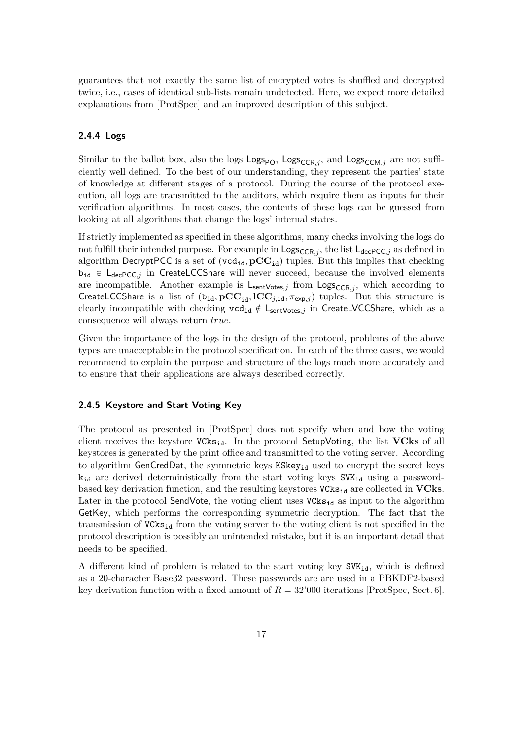guarantees that not exactly the same list of encrypted votes is shuffled and decrypted twice, i.e., cases of identical sub-lists remain undetected. Here, we expect more detailed explanations from [ProtSpec] and an improved description of this subject.

### 2.4.4 Logs

Similar to the ballot box, also the logs $\mathsf{Logs}_{\mathsf{PO}}$, $\mathsf{Logs}_{\mathsf{CCR},j}$, and $\mathsf{Logs}_{\mathsf{CCM},j}$ are not sufficiently well defined. To the best of our understanding, they represent the parties' state of knowledge at different stages of a protocol. During the course of the protocol execution, all logs are transmitted to the auditors, which require them as inputs for their verification algorithms. In most cases, the contents of these logs can be guessed from looking at all algorithms that change the logs' internal states.

If strictly implemented as specified in these algorithms, many checks involving the logs do not fulfill their intended purpose. For example in $\mathsf{Logs}_{\mathsf{CCR},j}$, the list $\mathsf{L}_{\mathsf{decPCC},j}$ as defined in algorithm DecryptPCC is a set of $(\mathtt{vcd}_{\mathtt{id}}, \mathbf{pCC}_{\mathtt{id}})$ tuples. But this implies that checking $\mathtt{b}_{\mathtt{id}} \in \mathsf{L}_{\mathsf{decPCC},j}$ in CreateLCCShare will never succeed, because the involved elements are incompatible. Another example is $\mathsf{L}_{\mathsf{sentVotes},j}$ from $\mathsf{Logs}_{\mathsf{CCR},j}$, which according to CreateLCCShare is a list of $(\mathtt{b}_{\mathtt{id}}, \mathbf{pCC}_{\mathtt{id}}, \mathbf{lCC}_{j,\mathtt{id}}, \pi_{\mathsf{exp},j})$ tuples. But this structure is clearly incompatible with checking $\mathtt{vcd}_{\mathtt{id}} \notin \mathsf{L}_{\mathsf{sentVotes},j}$ in CreateLVCCShare, which as a consequence will always return *true*.

Given the importance of the logs in the design of the protocol, problems of the above types are unacceptable in the protocol specification. In each of the three cases, we would recommend to explain the purpose and structure of the logs much more accurately and to ensure that their applications are always described correctly.

### 2.4.5 Keystore and Start Voting Key

The protocol as presented in [ProtSpec] does not specify when and how the voting client receives the keystore $\mathtt{VCks}_{\mathtt{id}}$. In the protocol SetupVoting, the list $\mathbf{VCks}$ of all keystores is generated by the print office and transmitted to the voting server. According to algorithm GenCredDat, the symmetric keys $\mathtt{KSkey}_{\mathtt{id}}$ used to encrypt the secret keys $\mathtt{k}_{\mathtt{id}}$ are derived deterministically from the start voting keys $\mathtt{SVK}_{\mathtt{id}}$ using a password-based key derivation function, and the resulting keystores $\mathtt{VCks}_{\mathtt{id}}$ are collected in $\mathbf{VCks}$. Later in the protocol SendVote, the voting client uses $\mathtt{VCks}_{\mathtt{id}}$ as input to the algorithm GetKey, which performs the corresponding symmetric decryption. The fact that the transmission of $\mathtt{VCks}_{\mathtt{id}}$ from the voting server to the voting client is not specified in the protocol description is possibly an unintended mistake, but it is an important detail that needs to be specified.

A different kind of problem is related to the start voting key $\mathtt{SVK}_{\mathtt{id}}$, which is defined as a 20-character Base32 password. These passwords are are used in a PBKDF2-based key derivation function with a fixed amount of $R = 32'000$ iterations [ProtSpec, Sect. 6].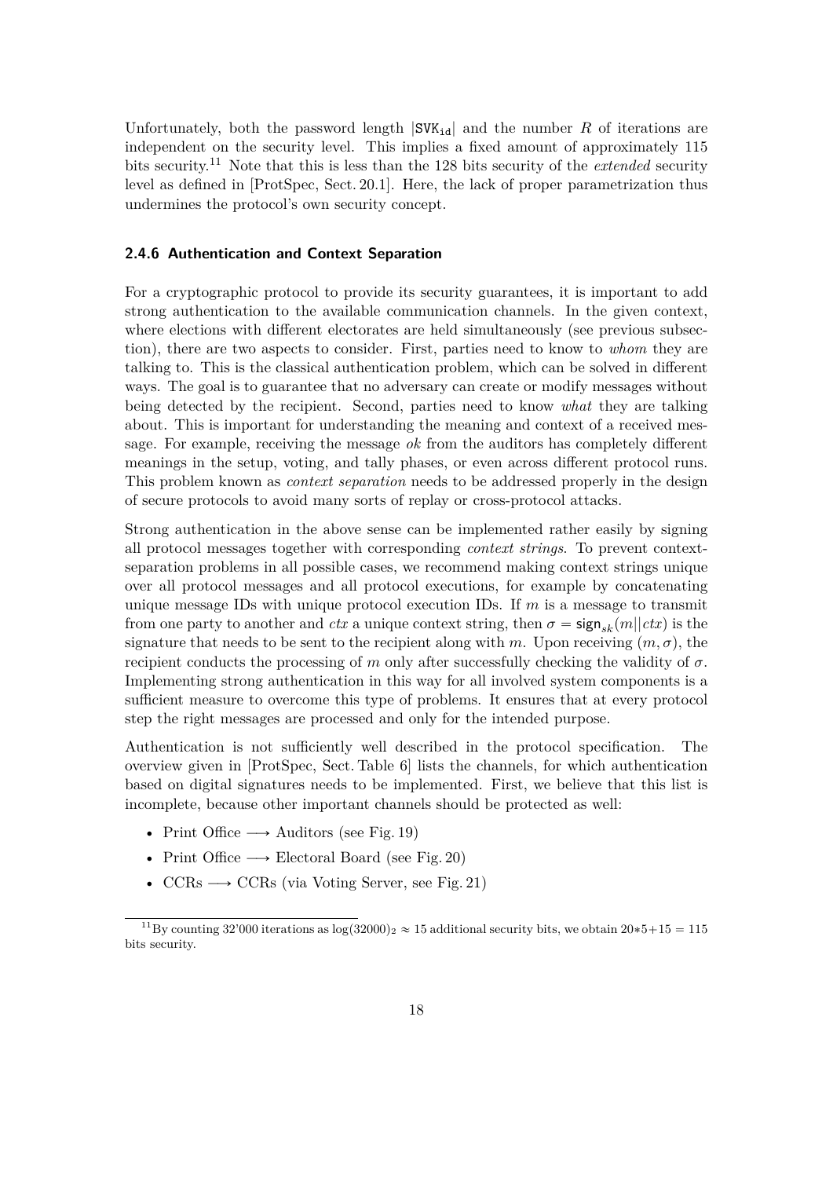Unfortunately, both the password length $|\mathtt{SVK_{id}}|$ and the number $R$ of iterations are independent on the security level. This implies a fixed amount of approximately 115 bits security.[11] Note that this is less than the 128 bits security of the *extended* security level as defined in [ProtSpec, Sect. 20.1]. Here, the lack of proper parametrization thus undermines the protocol's own security concept.

### 2.4.6 Authentication and Context Separation

For a cryptographic protocol to provide its security guarantees, it is important to add strong authentication to the available communication channels. In the given context, where elections with different electorates are held simultaneously (see previous subsection), there are two aspects to consider. First, parties need to know to *whom* they are talking to. This is the classical authentication problem, which can be solved in different ways. The goal is to guarantee that no adversary can create or modify messages without being detected by the recipient. Second, parties need to know *what* they are talking about. This is important for understanding the meaning and context of a received message. For example, receiving the message *ok* from the auditors has completely different meanings in the setup, voting, and tally phases, or even across different protocol runs. This problem known as *context separation* needs to be addressed properly in the design of secure protocols to avoid many sorts of replay or cross-protocol attacks.

Strong authentication in the above sense can be implemented rather easily by signing all protocol messages together with corresponding *context strings*. To prevent context-separation problems in all possible cases, we recommend making context strings unique over all protocol messages and all protocol executions, for example by concatenating unique message IDs with unique protocol execution IDs. If $m$ is a message to transmit from one party to another and $ctx$ a unique context string, then $\sigma = \mathsf{sign}_{sk}(m||ctx)$ is the signature that needs to be sent to the recipient along with $m$. Upon receiving $(m, \sigma)$, the recipient conducts the processing of $m$ only after successfully checking the validity of $\sigma$. Implementing strong authentication in this way for all involved system components is a sufficient measure to overcome this type of problems. It ensures that at every protocol step the right messages are processed and only for the intended purpose.

Authentication is not sufficiently well described in the protocol specification. The overview given in [ProtSpec, Sect. Table 6] lists the channels, for which authentication based on digital signatures needs to be implemented. First, we believe that this list is incomplete, because other important channels should be protected as well:

- Print Office $\longrightarrow$ Auditors (see Fig. 19)
- Print Office $\longrightarrow$ Electoral Board (see Fig. 20)
- CCRs $\longrightarrow$ CCRs (via Voting Server, see Fig. 21)

---

[11] By counting 32'000 iterations as $\log(32000)_2 \approx 15$ additional security bits, we obtain $20*5+15 = 115$ bits security.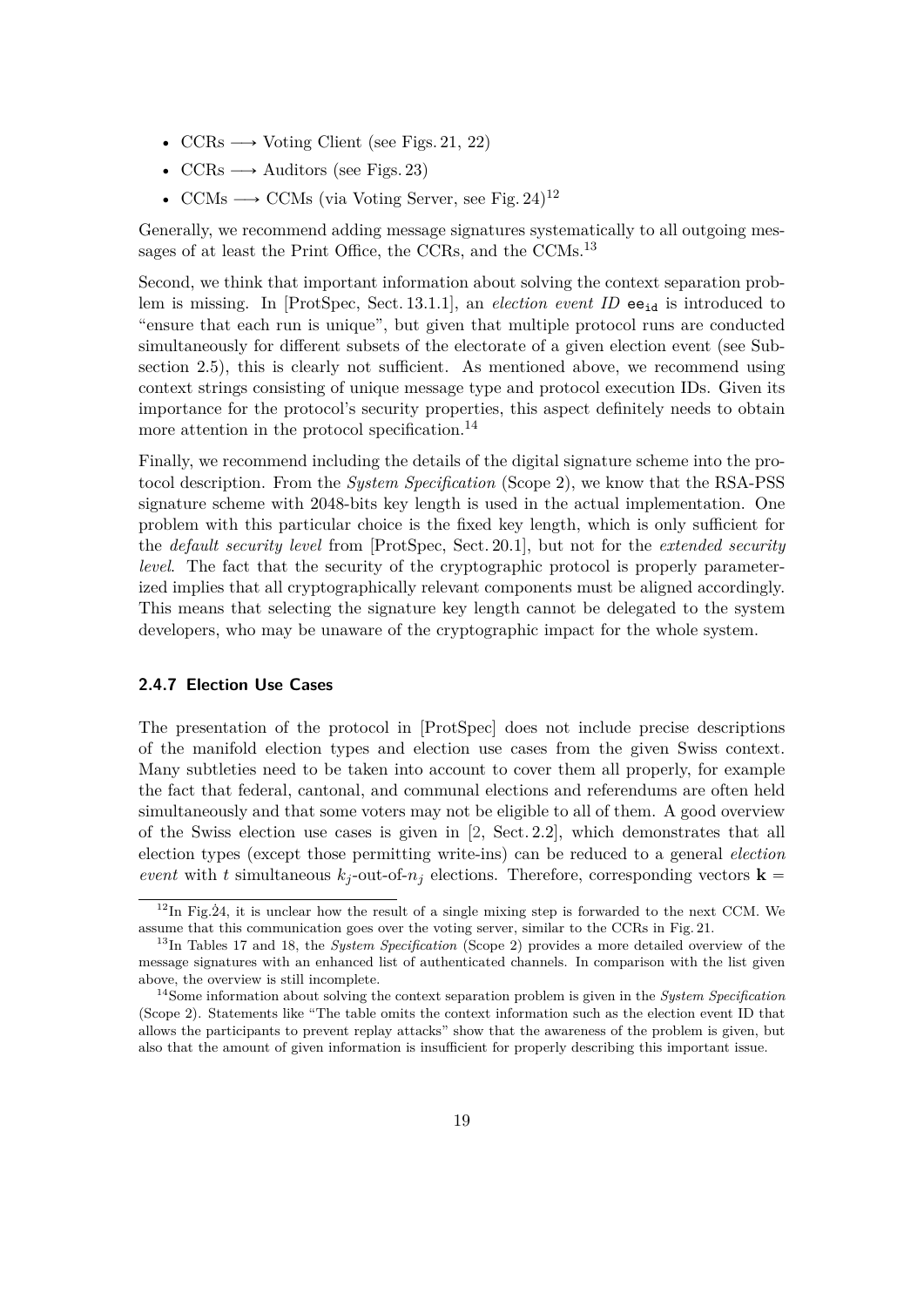- CCRs ⟶ Voting Client (see Figs. 21, 22)
- CCRs ⟶ Auditors (see Figs. 23)
- CCMs ⟶ CCMs (via Voting Server, see Fig. 24)[12]

Generally, we recommend adding message signatures systematically to all outgoing messages of at least the Print Office, the CCRs, and the CCMs.[13]

Second, we think that important information about solving the context separation problem is missing. In [ProtSpec, Sect. 13.1.1], an *election event ID* $\mathtt{ee_{id}}$ is introduced to "ensure that each run is unique", but given that multiple protocol runs are conducted simultaneously for different subsets of the electorate of a given election event (see Subsection 2.5), this is clearly not sufficient. As mentioned above, we recommend using context strings consisting of unique message type and protocol execution IDs. Given its importance for the protocol's security properties, this aspect definitely needs to obtain more attention in the protocol specification.[14]

Finally, we recommend including the details of the digital signature scheme into the protocol description. From the *System Specification* (Scope 2), we know that the RSA-PSS signature scheme with 2048-bits key length is used in the actual implementation. One problem with this particular choice is the fixed key length, which is only sufficient for the *default security level* from [ProtSpec, Sect. 20.1], but not for the *extended security level*. The fact that the security of the cryptographic protocol is properly parameterized implies that all cryptographically relevant components must be aligned accordingly. This means that selecting the signature key length cannot be delegated to the system developers, who may be unaware of the cryptographic impact for the whole system.

### 2.4.7 Election Use Cases

The presentation of the protocol in [ProtSpec] does not include precise descriptions of the manifold election types and election use cases from the given Swiss context. Many subtleties need to be taken into account to cover them all properly, for example the fact that federal, cantonal, and communal elections and referendums are often held simultaneously and that some voters may not be eligible to all of them. A good overview of the Swiss election use cases is given in [2, Sect. 2.2], which demonstrates that all election types (except those permitting write-ins) can be reduced to a general *election event* with $t$ simultaneous $k_j$-out-of-$n_j$ elections. Therefore, corresponding vectors $\mathbf{k} =$

---

[12] In Fig. 24, it is unclear how the result of a single mixing step is forwarded to the next CCM. We assume that this communication goes over the voting server, similar to the CCRs in Fig. 21.

[13] In Tables 17 and 18, the *System Specification* (Scope 2) provides a more detailed overview of the message signatures with an enhanced list of authenticated channels. In comparison with the list given above, the overview is still incomplete.

[14] Some information about solving the context separation problem is given in the *System Specification* (Scope 2). Statements like "The table omits the context information such as the election event ID that allows the participants to prevent replay attacks" show that the awareness of the problem is given, but also that the amount of given information is insufficient for properly describing this important issue.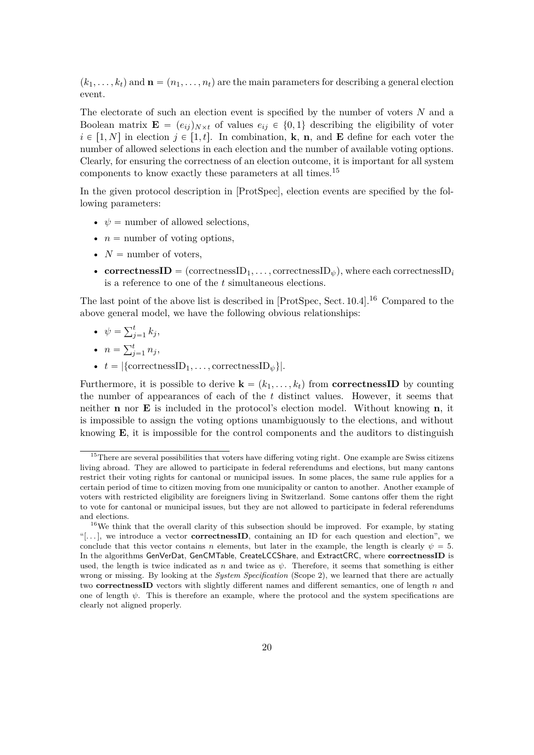$(k_1, \ldots, k_t)$ and $\mathbf{n} = (n_1, \ldots, n_t)$ are the main parameters for describing a general election event.

The electorate of such an election event is specified by the number of voters $N$ and a Boolean matrix $\mathbf{E} = (e_{ij})_{N \times t}$ of values $e_{ij} \in \{0, 1\}$ describing the eligibility of voter $i \in [1, N]$ in election $j \in [1, t]$. In combination, $\mathbf{k}$, $\mathbf{n}$, and $\mathbf{E}$ define for each voter the number of allowed selections in each election and the number of available voting options. Clearly, for ensuring the correctness of an election outcome, it is important for all system components to know exactly these parameters at all times.[15]

In the given protocol description in [ProtSpec], election events are specified by the following parameters:

- $\psi$ = number of allowed selections,
- $n$ = number of voting options,
- $N$ = number of voters,
- $\mathbf{correctnessID} = (\text{correctnessID}_1, \ldots, \text{correctnessID}_\psi)$, where each $\text{correctnessID}_i$ is a reference to one of the $t$ simultaneous elections.

The last point of the above list is described in [ProtSpec, Sect. 10.4].[16] Compared to the above general model, we have the following obvious relationships:

- $\psi = \sum_{j=1}^{t} k_j$,
- $n = \sum_{j=1}^{t} n_j$,
- $t = |\{\text{correctnessID}_1, \ldots, \text{correctnessID}_\psi\}|$.

Furthermore, it is possible to derive $\mathbf{k} = (k_1, \ldots, k_t)$ from $\mathbf{correctnessID}$ by counting the number of appearances of each of the $t$ distinct values. However, it seems that neither $\mathbf{n}$ nor $\mathbf{E}$ is included in the protocol's election model. Without knowing $\mathbf{n}$, it is impossible to assign the voting options unambiguously to the elections, and without knowing $\mathbf{E}$, it is impossible for the control components and the auditors to distinguish

---

[15] There are several possibilities that voters have differing voting right. One example are Swiss citizens living abroad. They are allowed to participate in federal referendums and elections, but many cantons restrict their voting rights for cantonal or municipal issues. In some places, the same rule applies for a certain period of time to citizen moving from one municipality or canton to another. Another example of voters with restricted eligibility are foreigners living in Switzerland. Some cantons offer them the right to vote for cantonal or municipal issues, but they are not allowed to participate in federal referendums and elections.

[16] We think that the overall clarity of this subsection should be improved. For example, by stating "[...], we introduce a vector **correctnessID**, containing an ID for each question and election", we conclude that this vector contains $n$ elements, but later in the example, the length is clearly $\psi = 5$. In the algorithms GenVerDat, GenCMTable, CreateLCCShare, and ExtractCRC, where **correctnessID** is used, the length is twice indicated as $n$ and twice as $\psi$. Therefore, it seems that something is either wrong or missing. By looking at the *System Specification* (Scope 2), we learned that there are actually two **correctnessID** vectors with slightly different names and different semantics, one of length $n$ and one of length $\psi$. This is therefore an example, where the protocol and the system specifications are clearly not aligned properly.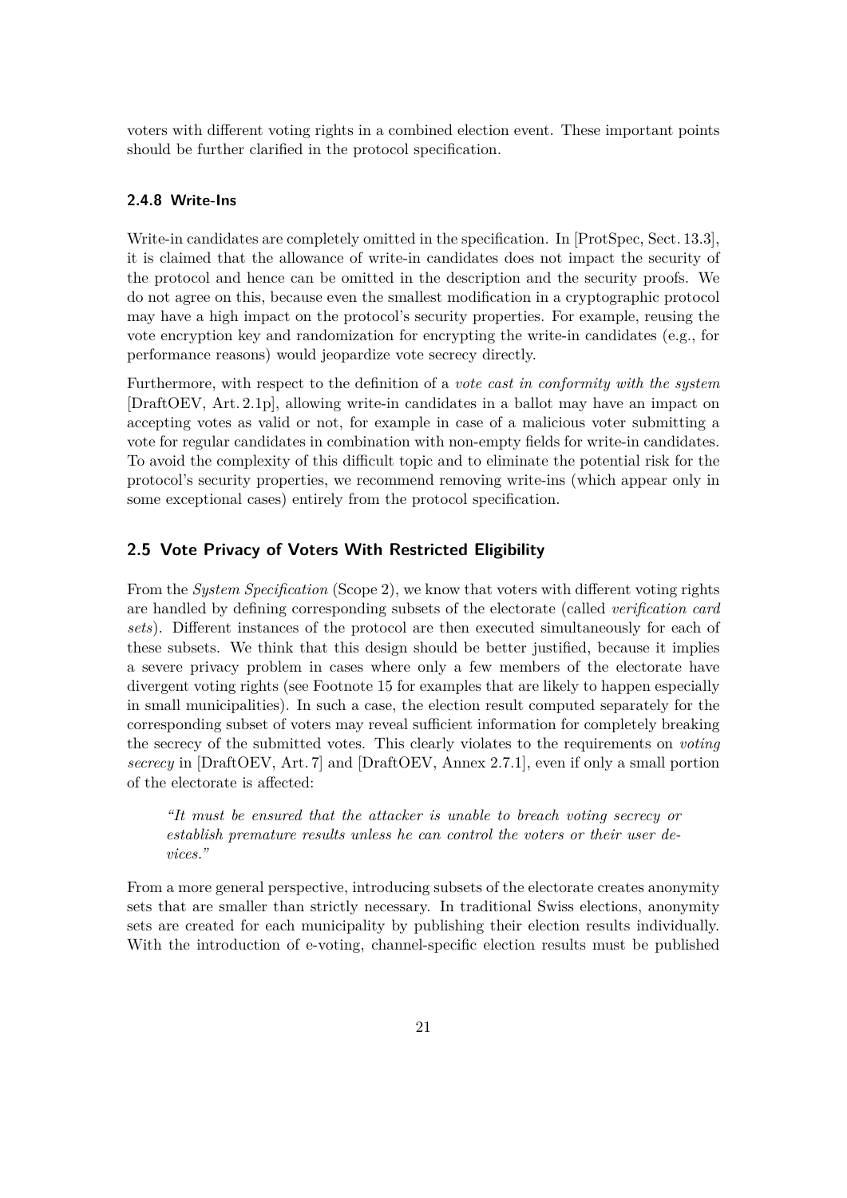voters with different voting rights in a combined election event. These important points should be further clarified in the protocol specification.

### 2.4.8 Write-Ins

Write-in candidates are completely omitted in the specification. In [ProtSpec, Sect. 13.3], it is claimed that the allowance of write-in candidates does not impact the security of the protocol and hence can be omitted in the description and the security proofs. We do not agree on this, because even the smallest modification in a cryptographic protocol may have a high impact on the protocol's security properties. For example, reusing the vote encryption key and randomization for encrypting the write-in candidates (e.g., for performance reasons) would jeopardize vote secrecy directly.

Furthermore, with respect to the definition of a *vote cast in conformity with the system* [DraftOEV, Art. 2.1p], allowing write-in candidates in a ballot may have an impact on accepting votes as valid or not, for example in case of a malicious voter submitting a vote for regular candidates in combination with non-empty fields for write-in candidates. To avoid the complexity of this difficult topic and to eliminate the potential risk for the protocol's security properties, we recommend removing write-ins (which appear only in some exceptional cases) entirely from the protocol specification.

## 2.5 Vote Privacy of Voters With Restricted Eligibility

From the *System Specification* (Scope 2), we know that voters with different voting rights are handled by defining corresponding subsets of the electorate (called *verification card sets*). Different instances of the protocol are then executed simultaneously for each of these subsets. We think that this design should be better justified, because it implies a severe privacy problem in cases where only a few members of the electorate have divergent voting rights (see Footnote 15 for examples that are likely to happen especially in small municipalities). In such a case, the election result computed separately for the corresponding subset of voters may reveal sufficient information for completely breaking the secrecy of the submitted votes. This clearly violates to the requirements on *voting secrecy* in [DraftOEV, Art. 7] and [DraftOEV, Annex 2.7.1], even if only a small portion of the electorate is affected:

> *"It must be ensured that the attacker is unable to breach voting secrecy or establish premature results unless he can control the voters or their user devices."*

From a more general perspective, introducing subsets of the electorate creates anonymity sets that are smaller than strictly necessary. In traditional Swiss elections, anonymity sets are created for each municipality by publishing their election results individually. With the introduction of e-voting, channel-specific election results must be published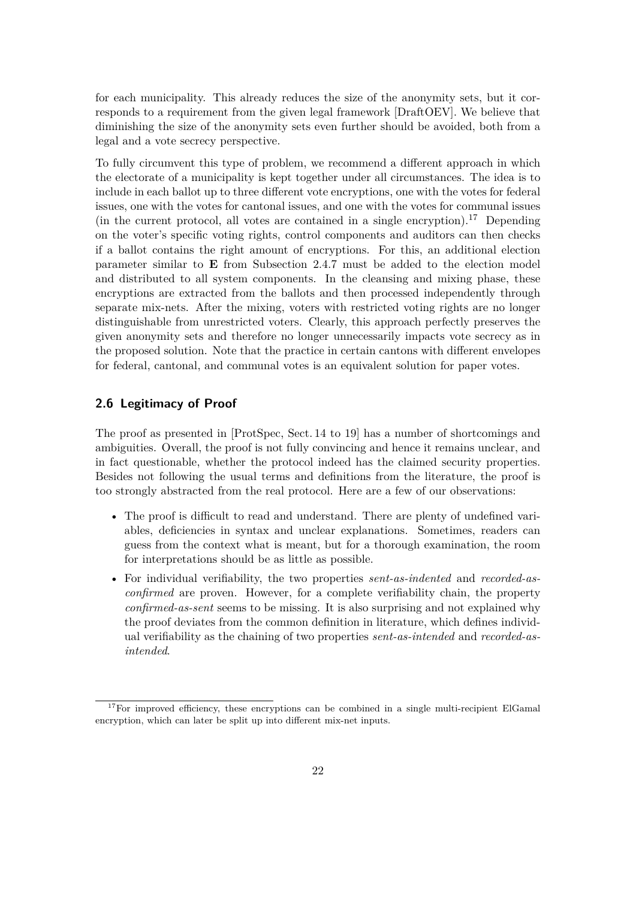for each municipality. This already reduces the size of the anonymity sets, but it corresponds to a requirement from the given legal framework [DraftOEV]. We believe that diminishing the size of the anonymity sets even further should be avoided, both from a legal and a vote secrecy perspective.

To fully circumvent this type of problem, we recommend a different approach in which the electorate of a municipality is kept together under all circumstances. The idea is to include in each ballot up to three different vote encryptions, one with the votes for federal issues, one with the votes for cantonal issues, and one with the votes for communal issues (in the current protocol, all votes are contained in a single encryption).[17] Depending on the voter's specific voting rights, control components and auditors can then checks if a ballot contains the right amount of encryptions. For this, an additional election parameter similar to $\mathbf{E}$ from Subsection 2.4.7 must be added to the election model and distributed to all system components. In the cleansing and mixing phase, these encryptions are extracted from the ballots and then processed independently through separate mix-nets. After the mixing, voters with restricted voting rights are no longer distinguishable from unrestricted voters. Clearly, this approach perfectly preserves the given anonymity sets and therefore no longer unnecessarily impacts vote secrecy as in the proposed solution. Note that the practice in certain cantons with different envelopes for federal, cantonal, and communal votes is an equivalent solution for paper votes.

## 2.6 Legitimacy of Proof

The proof as presented in [ProtSpec, Sect. 14 to 19] has a number of shortcomings and ambiguities. Overall, the proof is not fully convincing and hence it remains unclear, and in fact questionable, whether the protocol indeed has the claimed security properties. Besides not following the usual terms and definitions from the literature, the proof is too strongly abstracted from the real protocol. Here are a few of our observations:

- The proof is difficult to read and understand. There are plenty of undefined variables, deficiencies in syntax and unclear explanations. Sometimes, readers can guess from the context what is meant, but for a thorough examination, the room for interpretations should be as little as possible.
- For individual verifiability, the two properties *sent-as-indented* and *recorded-as-confirmed* are proven. However, for a complete verifiability chain, the property *confirmed-as-sent* seems to be missing. It is also surprising and not explained why the proof deviates from the common definition in literature, which defines individual verifiability as the chaining of two properties *sent-as-intended* and *recorded-as-intended*.

[17] For improved efficiency, these encryptions can be combined in a single multi-recipient ElGamal encryption, which can later be split up into different mix-net inputs.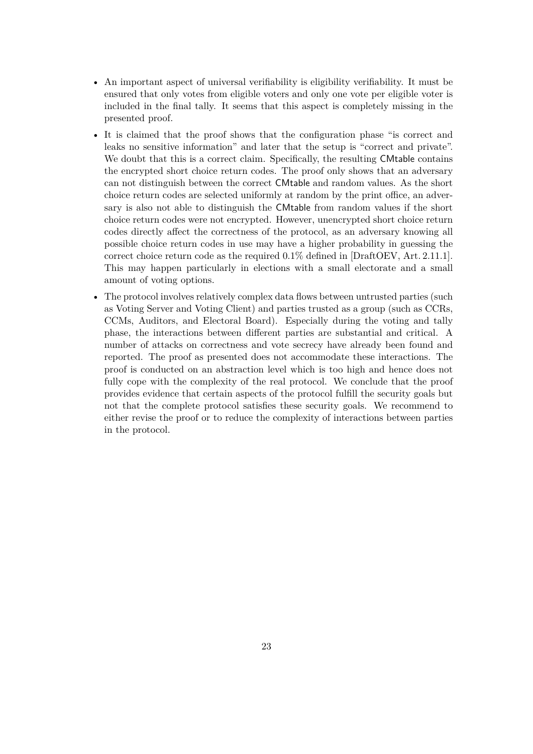- An important aspect of universal verifiability is eligibility verifiability. It must be ensured that only votes from eligible voters and only one vote per eligible voter is included in the final tally. It seems that this aspect is completely missing in the presented proof.
- It is claimed that the proof shows that the configuration phase "is correct and leaks no sensitive information" and later that the setup is "correct and private". We doubt that this is a correct claim. Specifically, the resulting CMtable contains the encrypted short choice return codes. The proof only shows that an adversary can not distinguish between the correct CMtable and random values. As the short choice return codes are selected uniformly at random by the print office, an adversary is also not able to distinguish the CMtable from random values if the short choice return codes were not encrypted. However, unencrypted short choice return codes directly affect the correctness of the protocol, as an adversary knowing all possible choice return codes in use may have a higher probability in guessing the correct choice return code as the required 0.1% defined in [DraftOEV, Art. 2.11.1]. This may happen particularly in elections with a small electorate and a small amount of voting options.
- The protocol involves relatively complex data flows between untrusted parties (such as Voting Server and Voting Client) and parties trusted as a group (such as CCRs, CCMs, Auditors, and Electoral Board). Especially during the voting and tally phase, the interactions between different parties are substantial and critical. A number of attacks on correctness and vote secrecy have already been found and reported. The proof as presented does not accommodate these interactions. The proof is conducted on an abstraction level which is too high and hence does not fully cope with the complexity of the real protocol. We conclude that the proof provides evidence that certain aspects of the protocol fulfill the security goals but not that the complete protocol satisfies these security goals. We recommend to either revise the proof or to reduce the complexity of interactions between parties in the protocol.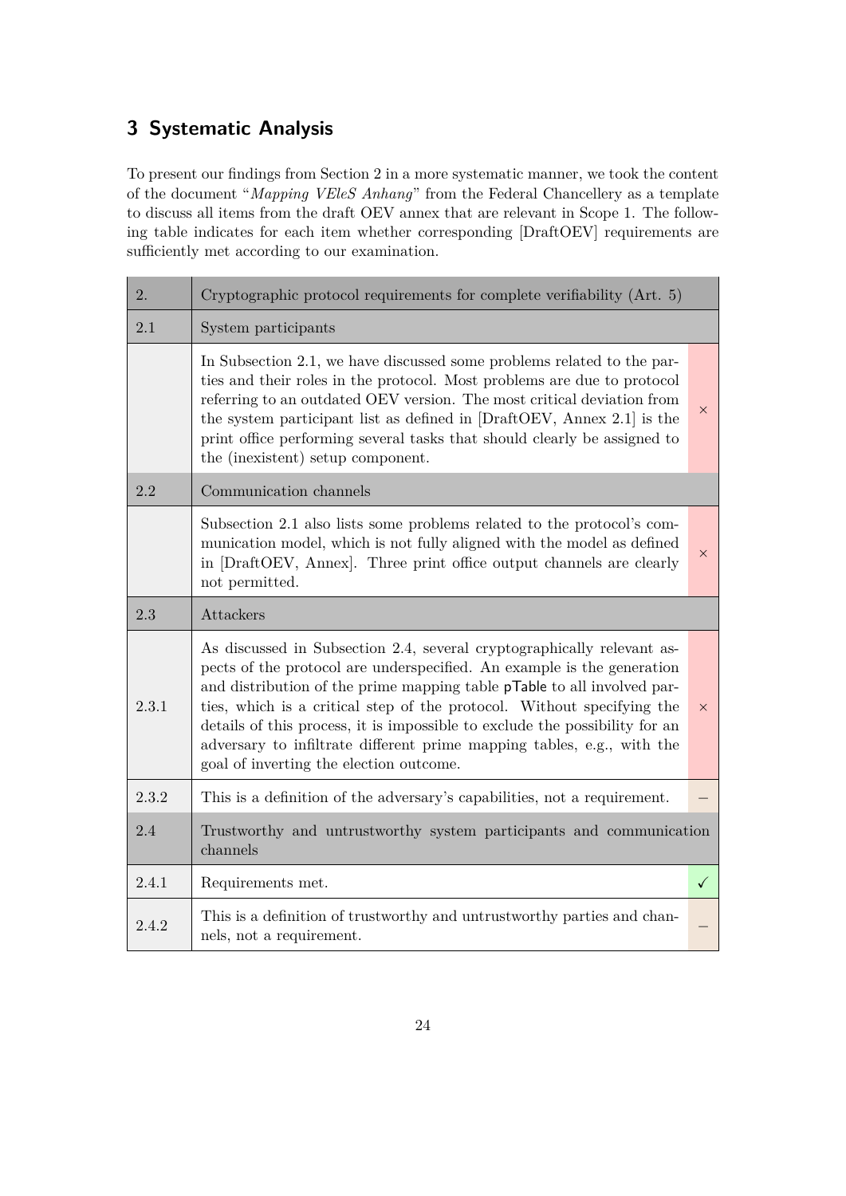## 3 Systematic Analysis

To present our findings from Section 2 in a more systematic manner, we took the content of the document "*Mapping VEleS Anhang*" from the Federal Chancellery as a template to discuss all items from the draft OEV annex that are relevant in Scope 1. The following table indicates for each item whether corresponding [DraftOEV] requirements are sufficiently met according to our examination.

| 2. | Cryptographic protocol requirements for complete verifiability (Art. 5) | |
|---|---|---|
| 2.1 | System participants | |
| | In Subsection 2.1, we have discussed some problems related to the parties and their roles in the protocol. Most problems are due to protocol referring to an outdated OEV version. The most critical deviation from the system participant list as defined in [DraftOEV, Annex 2.1] is the print office performing several tasks that should clearly be assigned to the (inexistent) setup component. | × |
| 2.2 | Communication channels | |
| | Subsection 2.1 also lists some problems related to the protocol's communication model, which is not fully aligned with the model as defined in [DraftOEV, Annex]. Three print office output channels are clearly not permitted. | × |
| 2.3 | Attackers | |
| 2.3.1 | As discussed in Subsection 2.4, several cryptographically relevant aspects of the protocol are underspecified. An example is the generation and distribution of the prime mapping table pTable to all involved parties, which is a critical step of the protocol. Without specifying the details of this process, it is impossible to exclude the possibility for an adversary to infiltrate different prime mapping tables, e.g., with the goal of inverting the election outcome. | × |
| 2.3.2 | This is a definition of the adversary's capabilities, not a requirement. | – |
| 2.4 | Trustworthy and untrustworthy system participants and communication channels | |
| 2.4.1 | Requirements met. | ✓ |
| 2.4.2 | This is a definition of trustworthy and untrustworthy parties and channels, not a requirement. | – |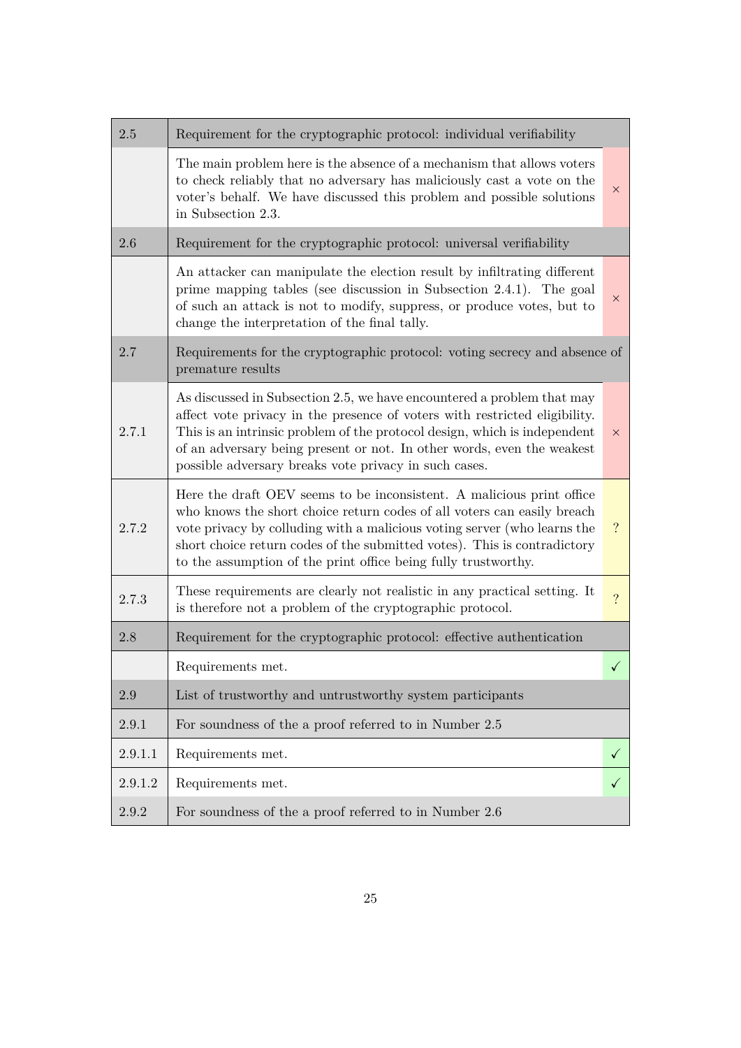| | | |
|---|---|---|
| 2.5 | Requirement for the cryptographic protocol: individual verifiability | |
| | The main problem here is the absence of a mechanism that allows voters to check reliably that no adversary has maliciously cast a vote on the voter's behalf. We have discussed this problem and possible solutions in Subsection 2.3. | × |
| 2.6 | Requirement for the cryptographic protocol: universal verifiability | |
| | An attacker can manipulate the election result by infiltrating different prime mapping tables (see discussion in Subsection 2.4.1). The goal of such an attack is not to modify, suppress, or produce votes, but to change the interpretation of the final tally. | × |
| 2.7 | Requirements for the cryptographic protocol: voting secrecy and absence of premature results | |
| 2.7.1 | As discussed in Subsection 2.5, we have encountered a problem that may affect vote privacy in the presence of voters with restricted eligibility. This is an intrinsic problem of the protocol design, which is independent of an adversary being present or not. In other words, even the weakest possible adversary breaks vote privacy in such cases. | × |
| 2.7.2 | Here the draft OEV seems to be inconsistent. A malicious print office who knows the short choice return codes of all voters can easily breach vote privacy by colluding with a malicious voting server (who learns the short choice return codes of the submitted votes). This is contradictory to the assumption of the print office being fully trustworthy. | ? |
| 2.7.3 | These requirements are clearly not realistic in any practical setting. It is therefore not a problem of the cryptographic protocol. | ? |
| 2.8 | Requirement for the cryptographic protocol: effective authentication | |
| | Requirements met. | ✓ |
| 2.9 | List of trustworthy and untrustworthy system participants | |
| 2.9.1 | For soundness of the a proof referred to in Number 2.5 | |
| 2.9.1.1 | Requirements met. | ✓ |
| 2.9.1.2 | Requirements met. | ✓ |
| 2.9.2 | For soundness of the a proof referred to in Number 2.6 | |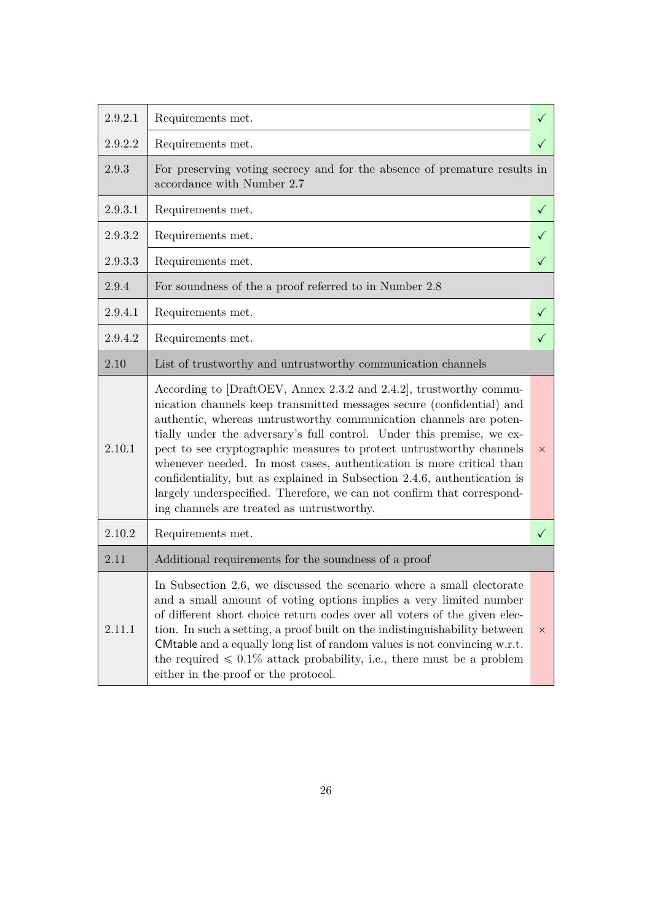| | | |
|---|---|---|
| 2.9.2.1 | Requirements met. | ✓ |
| 2.9.2.2 | Requirements met. | ✓ |
| 2.9.3 | For preserving voting secrecy and for the absence of premature results in accordance with Number 2.7 | |
| 2.9.3.1 | Requirements met. | ✓ |
| 2.9.3.2 | Requirements met. | ✓ |
| 2.9.3.3 | Requirements met. | ✓ |
| 2.9.4 | For soundness of the a proof referred to in Number 2.8 | |
| 2.9.4.1 | Requirements met. | ✓ |
| 2.9.4.2 | Requirements met. | ✓ |
| 2.10 | List of trustworthy and untrustworthy communication channels | |
| 2.10.1 | According to [DraftOEV, Annex 2.3.2 and 2.4.2], trustworthy communication channels keep transmitted messages secure (confidential) and authentic, whereas untrustworthy communication channels are potentially under the adversary's full control. Under this premise, we expect to see cryptographic measures to protect untrustworthy channels whenever needed. In most cases, authentication is more critical than confidentiality, but as explained in Subsection 2.4.6, authentication is largely underspecified. Therefore, we can not confirm that corresponding channels are treated as untrustworthy. | × |
| 2.10.2 | Requirements met. | ✓ |
| 2.11 | Additional requirements for the soundness of a proof | |
| 2.11.1 | In Subsection 2.6, we discussed the scenario where a small electorate and a small amount of voting options implies a very limited number of different short choice return codes over all voters of the given election. In such a setting, a proof built on the indistinguishability between CMtable and a equally long list of random values is not convincing w.r.t. the required $\leqslant 0.1\%$ attack probability, i.e., there must be a problem either in the proof or the protocol. | × |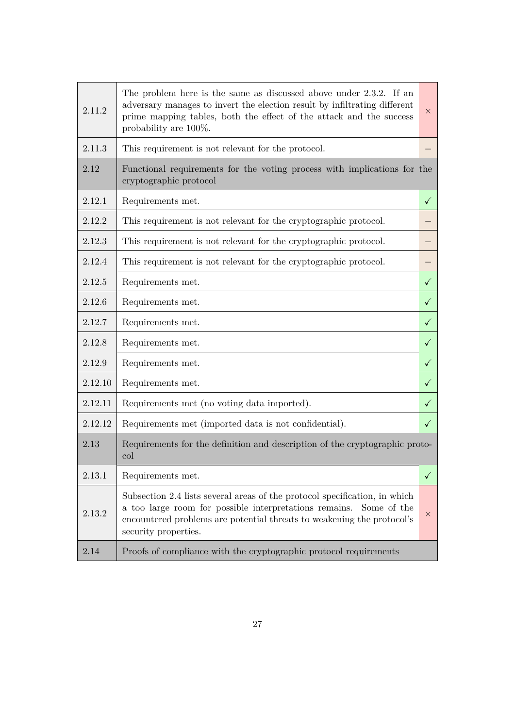| | | |
|---|---|---|
| 2.11.2 | The problem here is the same as discussed above under 2.3.2. If an adversary manages to invert the election result by infiltrating different prime mapping tables, both the effect of the attack and the success probability are 100%. | × |
| 2.11.3 | This requirement is not relevant for the protocol. | – |
| 2.12 | Functional requirements for the voting process with implications for the cryptographic protocol | |
| 2.12.1 | Requirements met. | ✓ |
| 2.12.2 | This requirement is not relevant for the cryptographic protocol. | – |
| 2.12.3 | This requirement is not relevant for the cryptographic protocol. | – |
| 2.12.4 | This requirement is not relevant for the cryptographic protocol. | – |
| 2.12.5 | Requirements met. | ✓ |
| 2.12.6 | Requirements met. | ✓ |
| 2.12.7 | Requirements met. | ✓ |
| 2.12.8 | Requirements met. | ✓ |
| 2.12.9 | Requirements met. | ✓ |
| 2.12.10 | Requirements met. | ✓ |
| 2.12.11 | Requirements met (no voting data imported). | ✓ |
| 2.12.12 | Requirements met (imported data is not confidential). | ✓ |
| 2.13 | Requirements for the definition and description of the cryptographic protocol | |
| 2.13.1 | Requirements met. | ✓ |
| 2.13.2 | Subsection 2.4 lists several areas of the protocol specification, in which a too large room for possible interpretations remains. Some of the encountered problems are potential threats to weakening the protocol's security properties. | × |
| 2.14 | Proofs of compliance with the cryptographic protocol requirements | |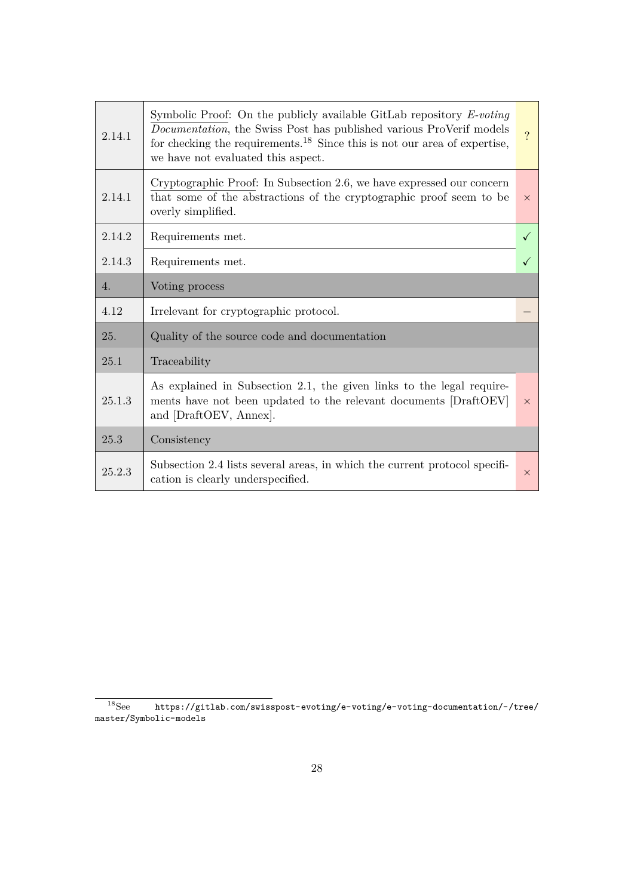| | | |
|---|---|---|
| 2.14.1 | Symbolic Proof: On the publicly available GitLab repository *E-voting Documentation*, the Swiss Post has published various ProVerif models for checking the requirements.[18] Since this is not our area of expertise, we have not evaluated this aspect. | ? |
| 2.14.1 | Cryptographic Proof: In Subsection 2.6, we have expressed our concern that some of the abstractions of the cryptographic proof seem to be overly simplified. | × |
| 2.14.2 | Requirements met. | ✓ |
| 2.14.3 | Requirements met. | ✓ |
| 4. | Voting process | |
| 4.12 | Irrelevant for cryptographic protocol. | – |
| 25. | Quality of the source code and documentation | |
| 25.1 | Traceability | |
| 25.1.3 | As explained in Subsection 2.1, the given links to the legal requirements have not been updated to the relevant documents [DraftOEV] and [DraftOEV, Annex]. | × |
| 25.3 | Consistency | |
| 25.2.3 | Subsection 2.4 lists several areas, in which the current protocol specification is clearly underspecified. | × |

[18] See `https://gitlab.com/swisspost-evoting/e-voting/e-voting-documentation/-/tree/master/Symbolic-models`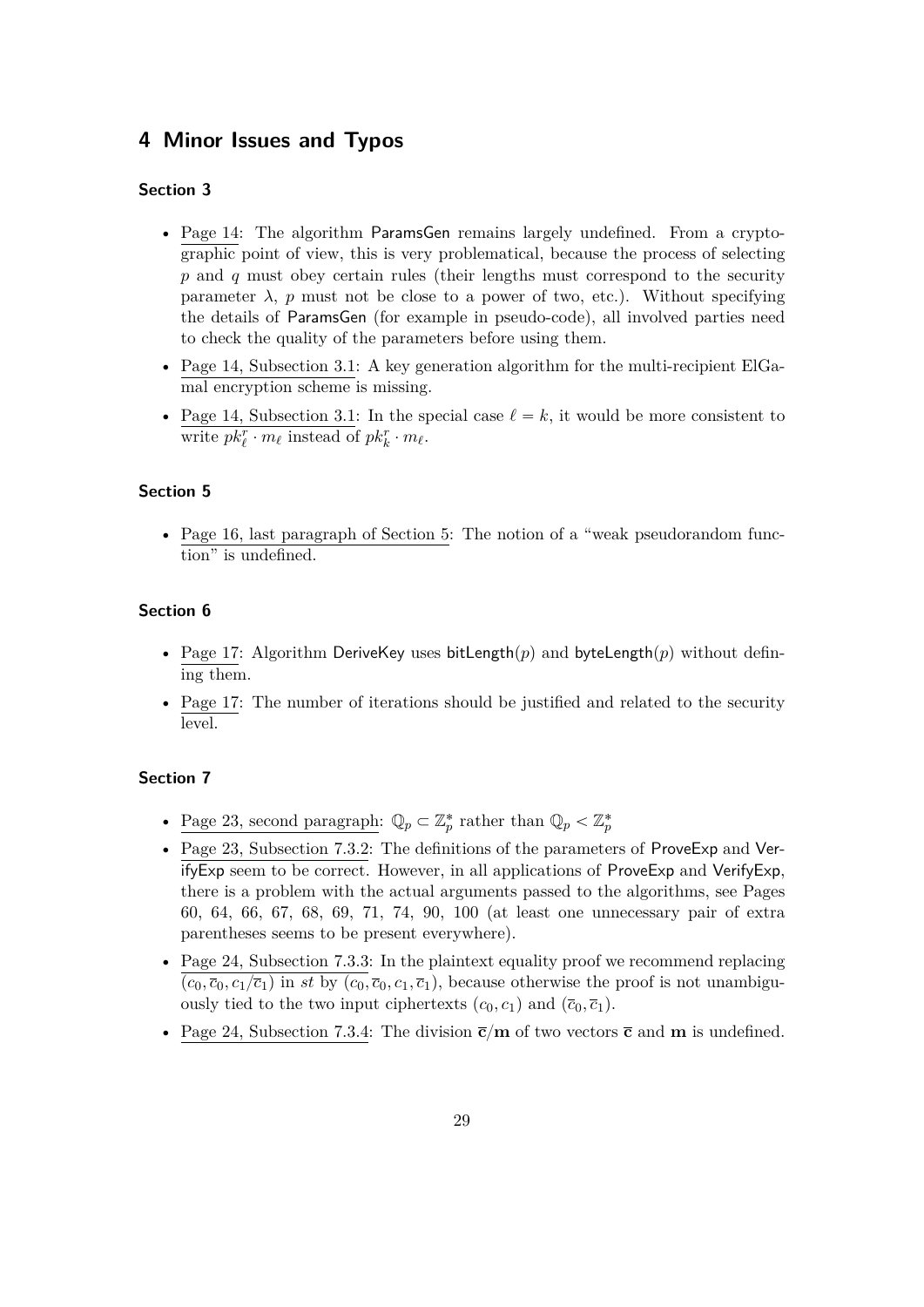# 4 Minor Issues and Typos

### Section 3

- Page 14: The algorithm ParamsGen remains largely undefined. From a cryptographic point of view, this is very problematical, because the process of selecting $p$ and $q$ must obey certain rules (their lengths must correspond to the security parameter $\lambda$, $p$ must not be close to a power of two, etc.). Without specifying the details of ParamsGen (for example in pseudo-code), all involved parties need to check the quality of the parameters before using them.
- Page 14, Subsection 3.1: A key generation algorithm for the multi-recipient ElGamal encryption scheme is missing.
- Page 14, Subsection 3.1: In the special case $\ell = k$, it would be more consistent to write $pk_\ell^r \cdot m_\ell$ instead of $pk_k^r \cdot m_\ell$.

### Section 5

- Page 16, last paragraph of Section 5: The notion of a "weak pseudorandom function" is undefined.

### Section 6

- Page 17: Algorithm DeriveKey uses bitLength($p$) and byteLength($p$) without defining them.
- Page 17: The number of iterations should be justified and related to the security level.

### Section 7

- Page 23, second paragraph: $\mathbb{Q}_p \subset \mathbb{Z}_p^*$ rather than $\mathbb{Q}_p < \mathbb{Z}_p^*$
- Page 23, Subsection 7.3.2: The definitions of the parameters of ProveExp and VerifyExp seem to be correct. However, in all applications of ProveExp and VerifyExp, there is a problem with the actual arguments passed to the algorithms, see Pages 60, 64, 66, 67, 68, 69, 71, 74, 90, 100 (at least one unnecessary pair of extra parentheses seems to be present everywhere).
- Page 24, Subsection 7.3.3: In the plaintext equality proof we recommend replacing $(c_0, \bar{c}_0, c_1/\bar{c}_1)$ in $st$ by $(c_0, \bar{c}_0, c_1, \bar{c}_1)$, because otherwise the proof is not unambiguously tied to the two input ciphertexts $(c_0, c_1)$ and $(\bar{c}_0, \bar{c}_1)$.
- Page 24, Subsection 7.3.4: The division $\bar{\mathbf{c}}/\mathbf{m}$ of two vectors $\bar{\mathbf{c}}$ and $\mathbf{m}$ is undefined.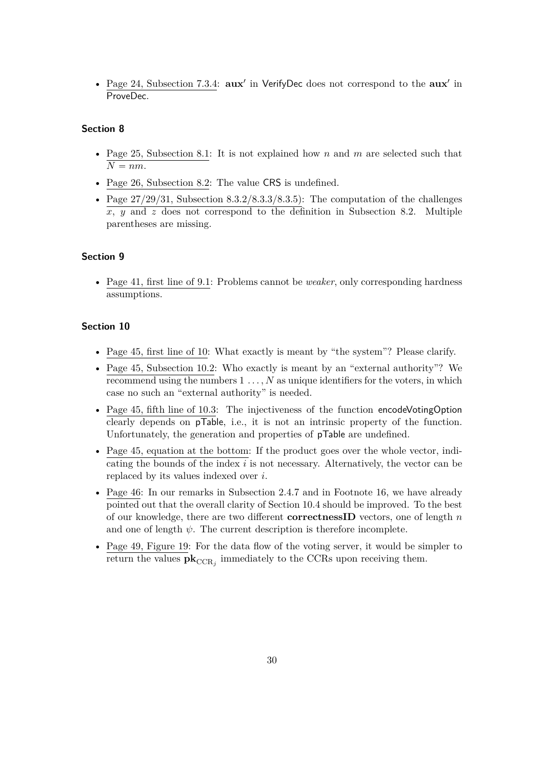- Page 24, Subsection 7.3.4: $\mathbf{aux}'$ in VerifyDec does not correspond to the $\mathbf{aux}'$ in ProveDec.

### Section 8

- Page 25, Subsection 8.1: It is not explained how $n$ and $m$ are selected such that $N = nm$.
- Page 26, Subsection 8.2: The value CRS is undefined.
- Page 27/29/31, Subsection 8.3.2/8.3.3/8.3.5): The computation of the challenges $x$, $y$ and $z$ does not correspond to the definition in Subsection 8.2. Multiple parentheses are missing.

### Section 9

- Page 41, first line of 9.1: Problems cannot be *weaker*, only corresponding hardness assumptions.

### Section 10

- Page 45, first line of 10: What exactly is meant by "the system"? Please clarify.
- Page 45, Subsection 10.2: Who exactly is meant by an "external authority"? We recommend using the numbers $1 \ldots, N$ as unique identifiers for the voters, in which case no such an "external authority" is needed.
- Page 45, fifth line of 10.3: The injectiveness of the function encodeVotingOption clearly depends on pTable, i.e., it is not an intrinsic property of the function. Unfortunately, the generation and properties of pTable are undefined.
- Page 45, equation at the bottom: If the product goes over the whole vector, indicating the bounds of the index $i$ is not necessary. Alternatively, the vector can be replaced by its values indexed over $i$.
- Page 46: In our remarks in Subsection 2.4.7 and in Footnote 16, we have already pointed out that the overall clarity of Section 10.4 should be improved. To the best of our knowledge, there are two different **correctnessID** vectors, one of length $n$ and one of length $\psi$. The current description is therefore incomplete.
- Page 49, Figure 19: For the data flow of the voting server, it would be simpler to return the values $\mathbf{pk}_{\mathrm{CCR}_j}$ immediately to the CCRs upon receiving them.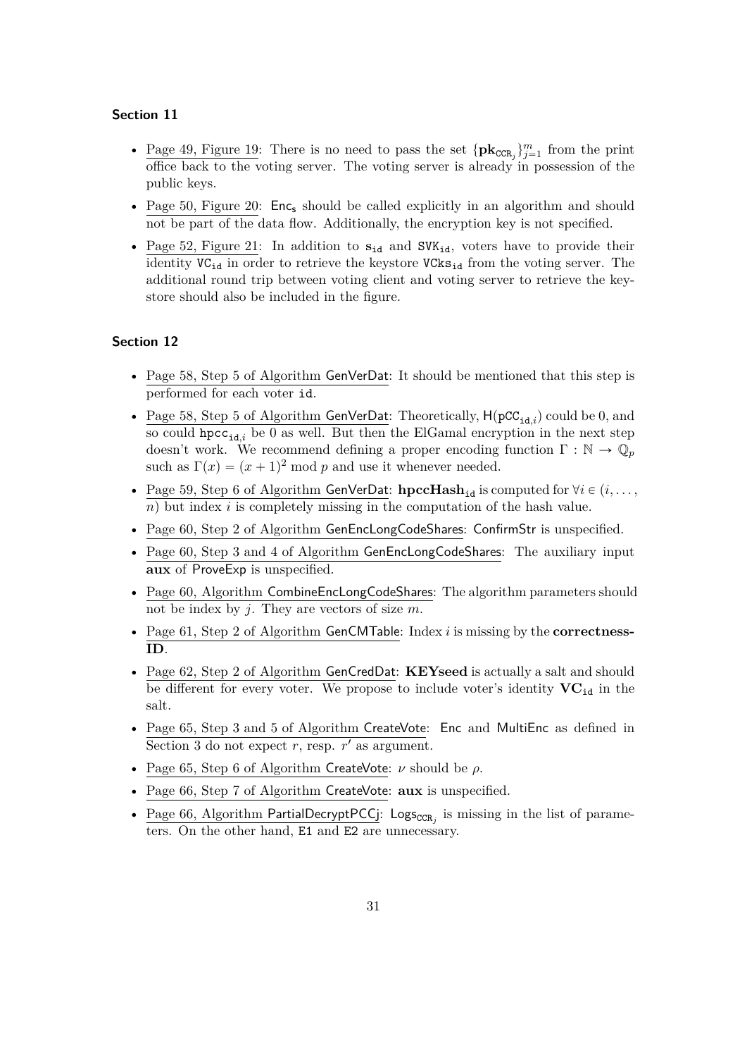### Section 11

- Page 49, Figure 19: There is no need to pass the set $\{\mathbf{pk}_{\mathtt{CCR}_j}\}_{j=1}^{m}$ from the print office back to the voting server. The voting server is already in possession of the public keys.
- Page 50, Figure 20: $\mathsf{Enc_s}$ should be called explicitly in an algorithm and should not be part of the data flow. Additionally, the encryption key is not specified.
- Page 52, Figure 21: In addition to $\mathbf{s}_{\mathtt{id}}$ and $\mathtt{SVK}_{\mathtt{id}}$, voters have to provide their identity $\mathtt{VC}_{\mathtt{id}}$ in order to retrieve the keystore $\mathtt{VCks}_{\mathtt{id}}$ from the voting server. The additional round trip between voting client and voting server to retrieve the keystore should also be included in the figure.

### Section 12

- Page 58, Step 5 of Algorithm GenVerDat: It should be mentioned that this step is performed for each voter id.
- Page 58, Step 5 of Algorithm GenVerDat: Theoretically, $\mathsf{H}(\mathtt{pCC}_{\mathtt{id},i})$ could be 0, and so could $\mathtt{hpcc}_{\mathtt{id},i}$ be 0 as well. But then the ElGamal encryption in the next step doesn't work. We recommend defining a proper encoding function $\Gamma : \mathbb{N} \to \mathbb{Q}_p$ such as $\Gamma(x) = (x+1)^2 \bmod p$ and use it whenever needed.
- Page 59, Step 6 of Algorithm GenVerDat: $\mathbf{hpccHash}_{\mathtt{id}}$ is computed for $\forall i \in (i, \ldots, n)$ but index $i$ is completely missing in the computation of the hash value.
- Page 60, Step 2 of Algorithm GenEncLongCodeShares: ConfirmStr is unspecified.
- Page 60, Step 3 and 4 of Algorithm GenEncLongCodeShares: The auxiliary input **aux** of ProveExp is unspecified.
- Page 60, Algorithm CombineEncLongCodeShares: The algorithm parameters should not be index by $j$. They are vectors of size $m$.
- Page 61, Step 2 of Algorithm GenCMTable: Index $i$ is missing by the **correctness-ID**.
- Page 62, Step 2 of Algorithm GenCredDat: **KEYseed** is actually a salt and should be different for every voter. We propose to include voter's identity $\mathbf{VC}_{\mathtt{id}}$ in the salt.
- Page 65, Step 3 and 5 of Algorithm CreateVote: Enc and MultiEnc as defined in Section 3 do not expect $r$, resp. $r'$ as argument.
- Page 65, Step 6 of Algorithm CreateVote: $\nu$ should be $\rho$.
- Page 66, Step 7 of Algorithm CreateVote: **aux** is unspecified.
- Page 66, Algorithm PartialDecryptPCCj: $\mathsf{Logs}_{\mathtt{CCR}_j}$ is missing in the list of parameters. On the other hand, E1 and E2 are unnecessary.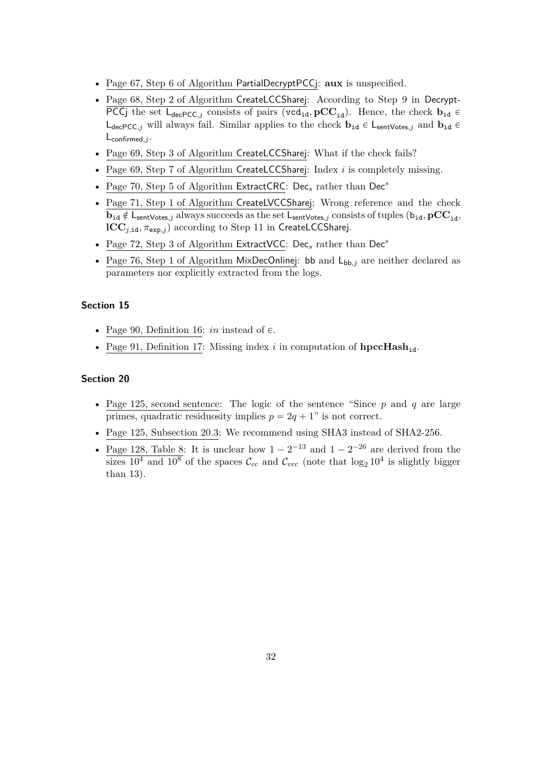- Page 67, Step 6 of Algorithm PartialDecryptPCCj: **aux** is unspecified.
- Page 68, Step 2 of Algorithm CreateLCCSharej: According to Step 9 in DecryptPCCj the set $\mathsf{L}_{\mathsf{decPCC},j}$ consists of pairs $(\mathtt{vcd}_{\mathtt{id}}, \mathbf{pCC}_{\mathtt{id}})$. Hence, the check $\mathbf{b}_{\mathtt{id}} \in \mathsf{L}_{\mathsf{decPCC},j}$ will always fail. Similar applies to the check $\mathbf{b}_{\mathtt{id}} \in \mathsf{L}_{\mathsf{sentVotes},j}$ and $\mathbf{b}_{\mathtt{id}} \in \mathsf{L}_{\mathsf{confirmed},j}$.
- Page 69, Step 3 of Algorithm CreateLCCSharej: What if the check fails?
- Page 69, Step 7 of Algorithm CreateLCCSharej: Index $i$ is completely missing.
- Page 70, Step 5 of Algorithm ExtractCRC: $\mathsf{Dec}_s$ rather than $\mathsf{Dec}^s$
- Page 71, Step 1 of Algorithm CreateLVCCSharej; Wrong reference and the check $\mathbf{b}_{\mathtt{id}} \notin \mathsf{L}_{\mathsf{sentVotes},j}$ always succeeds as the set $\mathsf{L}_{\mathsf{sentVotes},j}$ consists of tuples $(\mathsf{b}_{\mathtt{id}}, \mathbf{pCC}_{\mathtt{id}}, \mathbf{lCC}_{j,\mathtt{id}}, \pi_{\mathsf{exp},j})$ according to Step 11 in CreateLCCSharej.
- Page 72, Step 3 of Algorithm ExtractVCC: $\mathsf{Dec}_s$ rather than $\mathsf{Dec}^s$
- Page 76, Step 1 of Algorithm MixDecOnlinej: bb and $\mathsf{L}_{\mathsf{bb},j}$ are neither declared as parameters nor explicitly extracted from the logs.

### Section 15

- Page 90, Definition 16: *in* instead of $\in$.
- Page 91, Definition 17: Missing index $i$ in computation of $\mathbf{hpccHash}_{\mathtt{id}}$.

### Section 20

- Page 125, second sentence: The logic of the sentence "Since $p$ and $q$ are large primes, quadratic residuosity implies $p = 2q + 1$" is not correct.
- Page 125, Subsection 20.3: We recommend using SHA3 instead of SHA2-256.
- Page 128, Table 8: It is unclear how $1 - 2^{-13}$ and $1 - 2^{-26}$ are derived from the sizes $10^4$ and $10^8$ of the spaces $\mathcal{C}_{cc}$ and $\mathcal{C}_{vcc}$ (note that $\log_2 10^4$ is slightly bigger than 13).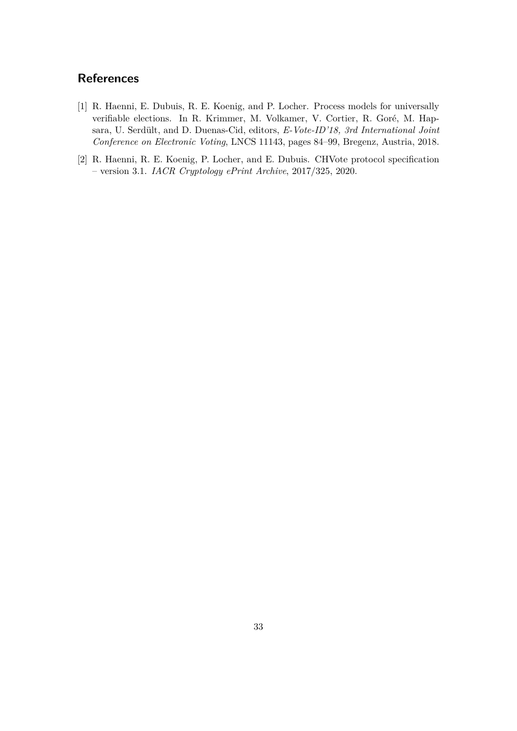## References

[1] R. Haenni, E. Dubuis, R. E. Koenig, and P. Locher. Process models for universally verifiable elections. In R. Krimmer, M. Volkamer, V. Cortier, R. Goré, M. Hapsara, U. Serdült, and D. Duenas-Cid, editors, *E-Vote-ID'18, 3rd International Joint Conference on Electronic Voting*, LNCS 11143, pages 84–99, Bregenz, Austria, 2018.

[2] R. Haenni, R. E. Koenig, P. Locher, and E. Dubuis. CHVote protocol specification – version 3.1. *IACR Cryptology ePrint Archive*, 2017/325, 2020.